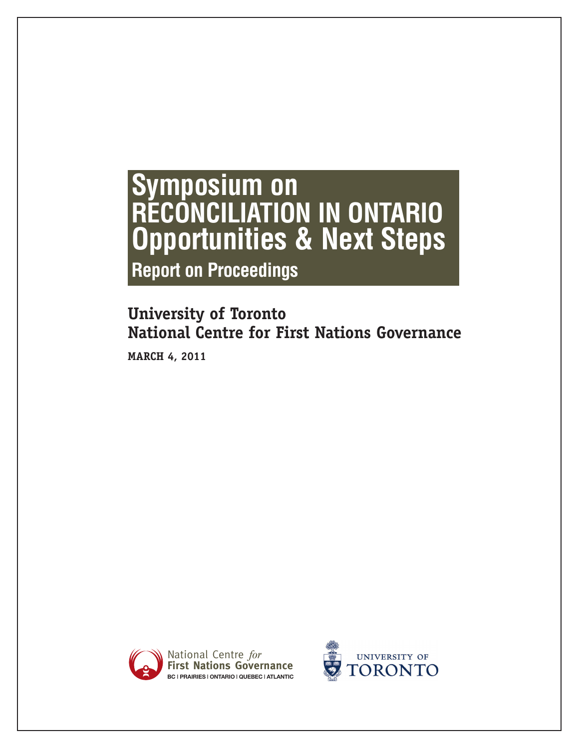# Symposium on RECONCILIATION IN ONTARIO Opportunities & Next Steps

## Report on Proceedings

**University of Toronto**
**National Centre for First Nations Governance**

**MARCH 4, 2011**

National Centre *for* **First Nations Governance**
BC | PRAIRIES | ONTARIO | QUEBEC | ATLANTIC

UNIVERSITY OF TORONTO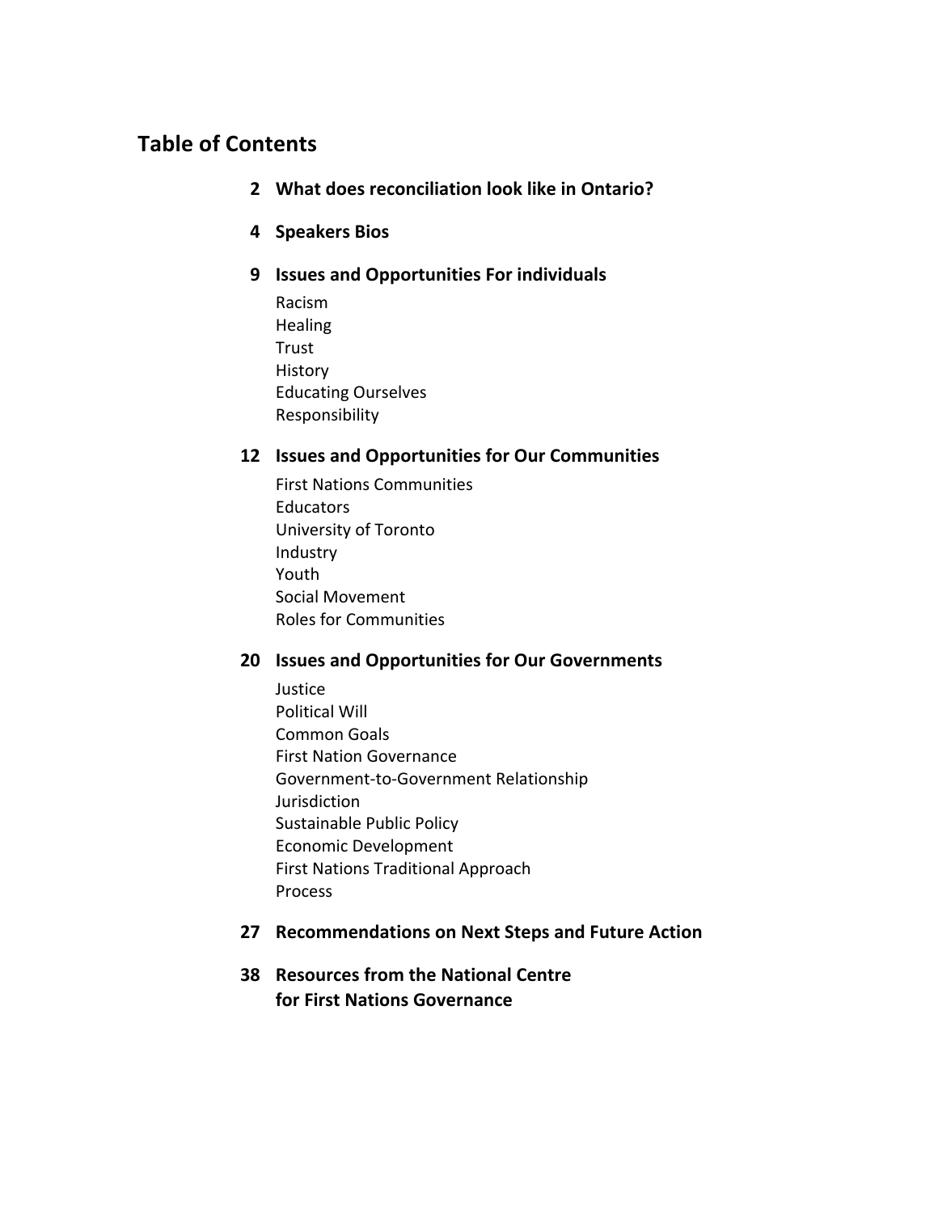## Table of Contents

**2 What does reconciliation look like in Ontario?**

**4 Speakers Bios**

**9 Issues and Opportunities For individuals**

- Racism
- Healing
- Trust
- History
- Educating Ourselves
- Responsibility

**12 Issues and Opportunities for Our Communities**

- First Nations Communities
- Educators
- University of Toronto
- Industry
- Youth
- Social Movement
- Roles for Communities

**20 Issues and Opportunities for Our Governments**

- Justice
- Political Will
- Common Goals
- First Nation Governance
- Government-to-Government Relationship
- Jurisdiction
- Sustainable Public Policy
- Economic Development
- First Nations Traditional Approach
- Process

**27 Recommendations on Next Steps and Future Action**

**38 Resources from the National Centre for First Nations Governance**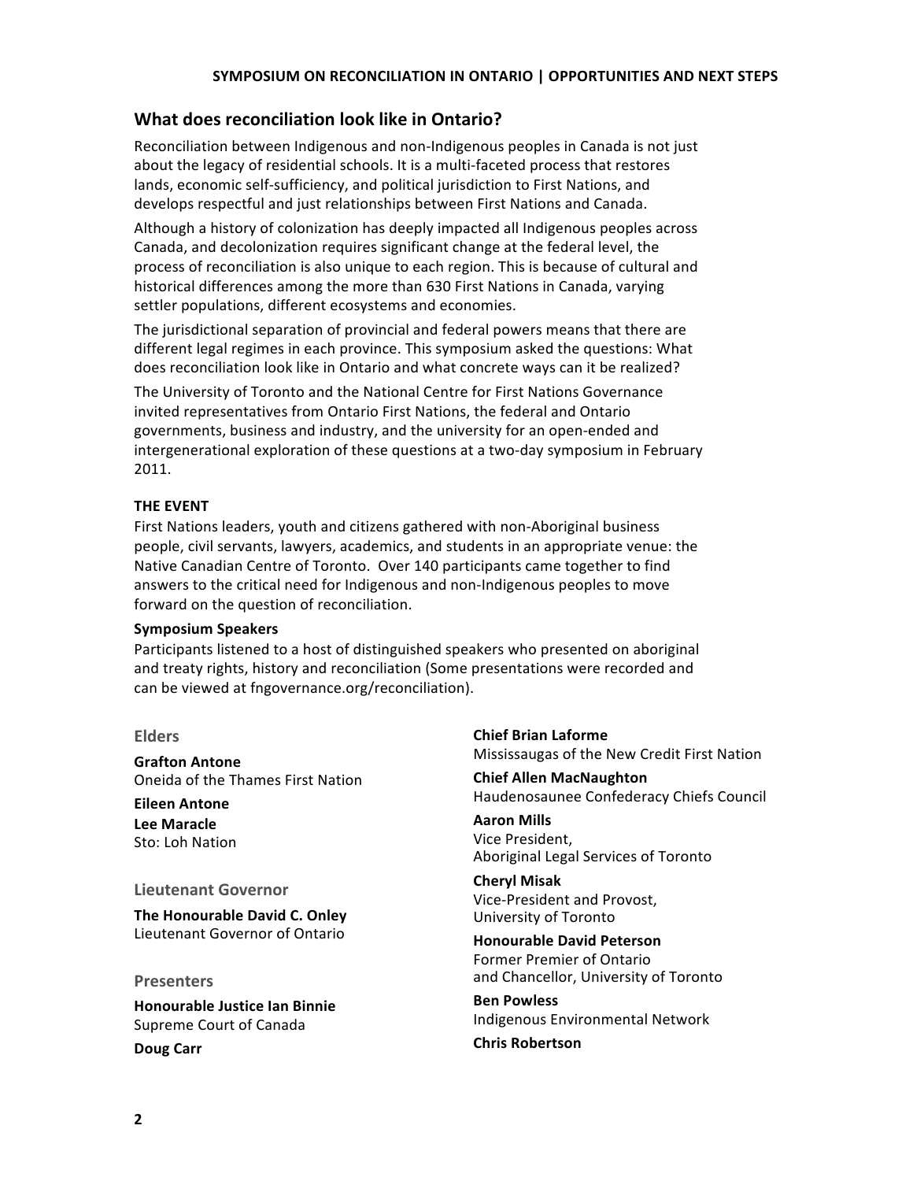## What does reconciliation look like in Ontario?

Reconciliation between Indigenous and non-Indigenous peoples in Canada is not just about the legacy of residential schools. It is a multi-faceted process that restores lands, economic self-sufficiency, and political jurisdiction to First Nations, and develops respectful and just relationships between First Nations and Canada.

Although a history of colonization has deeply impacted all Indigenous peoples across Canada, and decolonization requires significant change at the federal level, the process of reconciliation is also unique to each region. This is because of cultural and historical differences among the more than 630 First Nations in Canada, varying settler populations, different ecosystems and economies.

The jurisdictional separation of provincial and federal powers means that there are different legal regimes in each province. This symposium asked the questions: What does reconciliation look like in Ontario and what concrete ways can it be realized?

The University of Toronto and the National Centre for First Nations Governance invited representatives from Ontario First Nations, the federal and Ontario governments, business and industry, and the university for an open-ended and intergenerational exploration of these questions at a two-day symposium in February 2011.

### THE EVENT

First Nations leaders, youth and citizens gathered with non-Aboriginal business people, civil servants, lawyers, academics, and students in an appropriate venue: the Native Canadian Centre of Toronto. Over 140 participants came together to find answers to the critical need for Indigenous and non-Indigenous peoples to move forward on the question of reconciliation.

#### Symposium Speakers

Participants listened to a host of distinguished speakers who presented on aboriginal and treaty rights, history and reconciliation (Some presentations were recorded and can be viewed at fngovernance.org/reconciliation).

#### Elders

**Grafton Antone**
Oneida of the Thames First Nation

**Eileen Antone**

**Lee Maracle**
Sto: Loh Nation

#### Lieutenant Governor

**The Honourable David C. Onley**
Lieutenant Governor of Ontario

#### Presenters

**Honourable Justice Ian Binnie**
Supreme Court of Canada

**Doug Carr**

**Chief Brian Laforme**
Mississaugas of the New Credit First Nation

**Chief Allen MacNaughton**
Haudenosaunee Confederacy Chiefs Council

**Aaron Mills**
Vice President,
Aboriginal Legal Services of Toronto

**Cheryl Misak**
Vice-President and Provost,
University of Toronto

**Honourable David Peterson**
Former Premier of Ontario
and Chancellor, University of Toronto

**Ben Powless**
Indigenous Environmental Network

**Chris Robertson**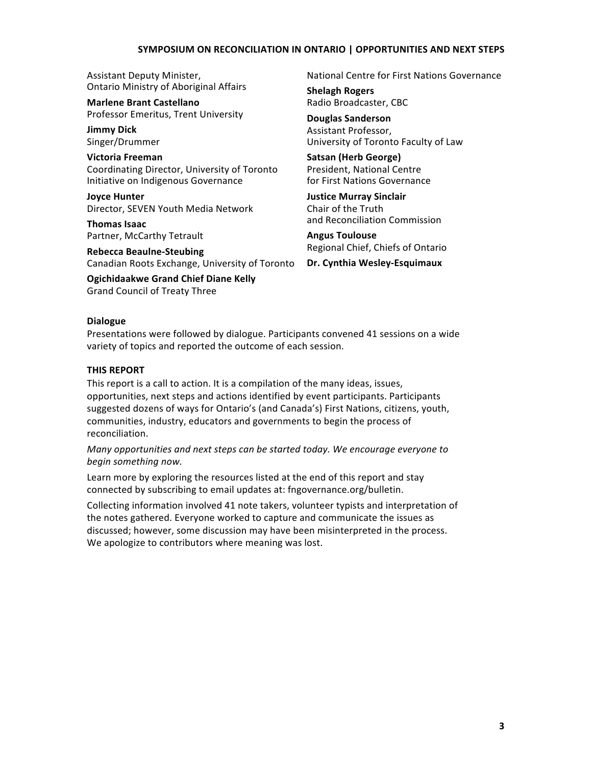Assistant Deputy Minister,
Ontario Ministry of Aboriginal Affairs

**Marlene Brant Castellano**
Professor Emeritus, Trent University

**Jimmy Dick**
Singer/Drummer

**Victoria Freeman**
Coordinating Director, University of Toronto Initiative on Indigenous Governance

**Joyce Hunter**
Director, SEVEN Youth Media Network

**Thomas Isaac**
Partner, McCarthy Tetrault

**Rebecca Beaulne-Steubing**
Canadian Roots Exchange, University of Toronto

**Ogichidaakwe Grand Chief Diane Kelly**
Grand Council of Treaty Three

National Centre for First Nations Governance

**Shelagh Rogers**
Radio Broadcaster, CBC

**Douglas Sanderson**
Assistant Professor,
University of Toronto Faculty of Law

**Satsan (Herb George)**
President, National Centre for First Nations Governance

**Justice Murray Sinclair**
Chair of the Truth and Reconciliation Commission

**Angus Toulouse**
Regional Chief, Chiefs of Ontario

**Dr. Cynthia Wesley-Esquimaux**

**Dialogue**

Presentations were followed by dialogue. Participants convened 41 sessions on a wide variety of topics and reported the outcome of each session.

## THIS REPORT

This report is a call to action. It is a compilation of the many ideas, issues, opportunities, next steps and actions identified by event participants. Participants suggested dozens of ways for Ontario's (and Canada's) First Nations, citizens, youth, communities, industry, educators and governments to begin the process of reconciliation.

*Many opportunities and next steps can be started today. We encourage everyone to begin something now.*

Learn more by exploring the resources listed at the end of this report and stay connected by subscribing to email updates at: fngovernance.org/bulletin.

Collecting information involved 41 note takers, volunteer typists and interpretation of the notes gathered. Everyone worked to capture and communicate the issues as discussed; however, some discussion may have been misinterpreted in the process. We apologize to contributors where meaning was lost.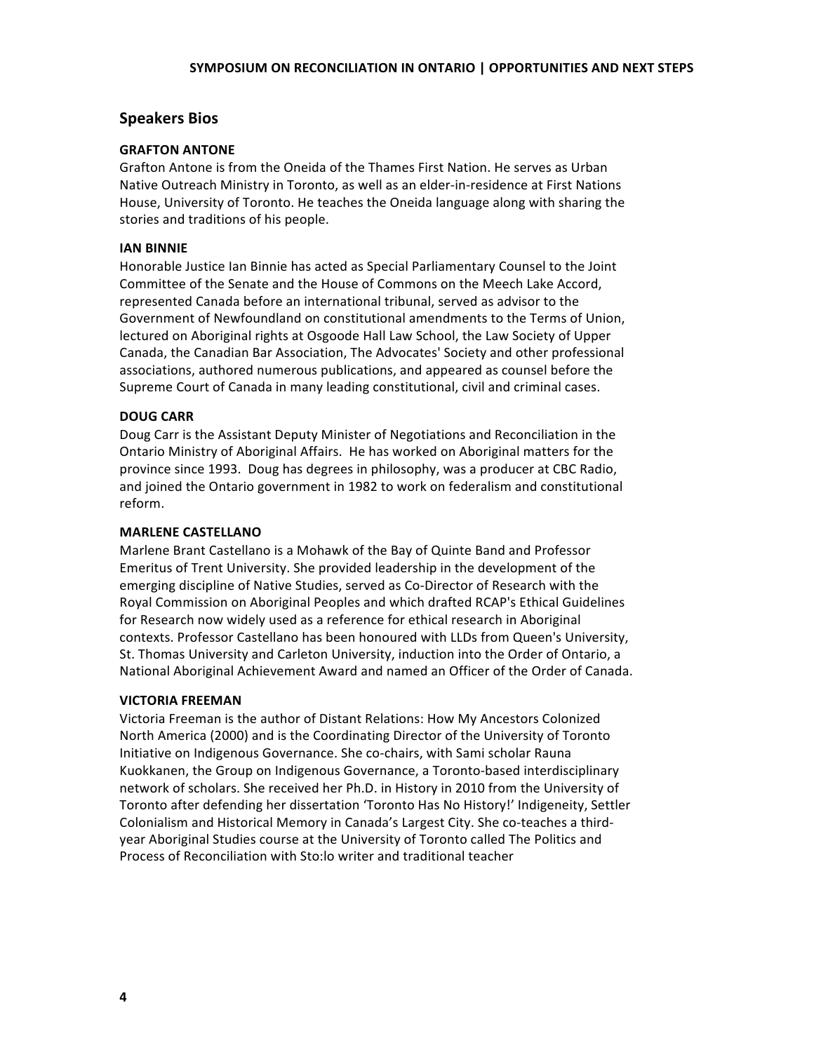## Speakers Bios

**GRAFTON ANTONE**

Grafton Antone is from the Oneida of the Thames First Nation. He serves as Urban Native Outreach Ministry in Toronto, as well as an elder-in-residence at First Nations House, University of Toronto. He teaches the Oneida language along with sharing the stories and traditions of his people.

**IAN BINNIE**

Honorable Justice Ian Binnie has acted as Special Parliamentary Counsel to the Joint Committee of the Senate and the House of Commons on the Meech Lake Accord, represented Canada before an international tribunal, served as advisor to the Government of Newfoundland on constitutional amendments to the Terms of Union, lectured on Aboriginal rights at Osgoode Hall Law School, the Law Society of Upper Canada, the Canadian Bar Association, The Advocates' Society and other professional associations, authored numerous publications, and appeared as counsel before the Supreme Court of Canada in many leading constitutional, civil and criminal cases.

**DOUG CARR**

Doug Carr is the Assistant Deputy Minister of Negotiations and Reconciliation in the Ontario Ministry of Aboriginal Affairs. He has worked on Aboriginal matters for the province since 1993. Doug has degrees in philosophy, was a producer at CBC Radio, and joined the Ontario government in 1982 to work on federalism and constitutional reform.

**MARLENE CASTELLANO**

Marlene Brant Castellano is a Mohawk of the Bay of Quinte Band and Professor Emeritus of Trent University. She provided leadership in the development of the emerging discipline of Native Studies, served as Co-Director of Research with the Royal Commission on Aboriginal Peoples and which drafted RCAP's Ethical Guidelines for Research now widely used as a reference for ethical research in Aboriginal contexts. Professor Castellano has been honoured with LLDs from Queen's University, St. Thomas University and Carleton University, induction into the Order of Ontario, a National Aboriginal Achievement Award and named an Officer of the Order of Canada.

**VICTORIA FREEMAN**

Victoria Freeman is the author of Distant Relations: How My Ancestors Colonized North America (2000) and is the Coordinating Director of the University of Toronto Initiative on Indigenous Governance. She co-chairs, with Sami scholar Rauna Kuokkanen, the Group on Indigenous Governance, a Toronto-based interdisciplinary network of scholars. She received her Ph.D. in History in 2010 from the University of Toronto after defending her dissertation 'Toronto Has No History!' Indigeneity, Settler Colonialism and Historical Memory in Canada's Largest City. She co-teaches a third-year Aboriginal Studies course at the University of Toronto called The Politics and Process of Reconciliation with Sto:lo writer and traditional teacher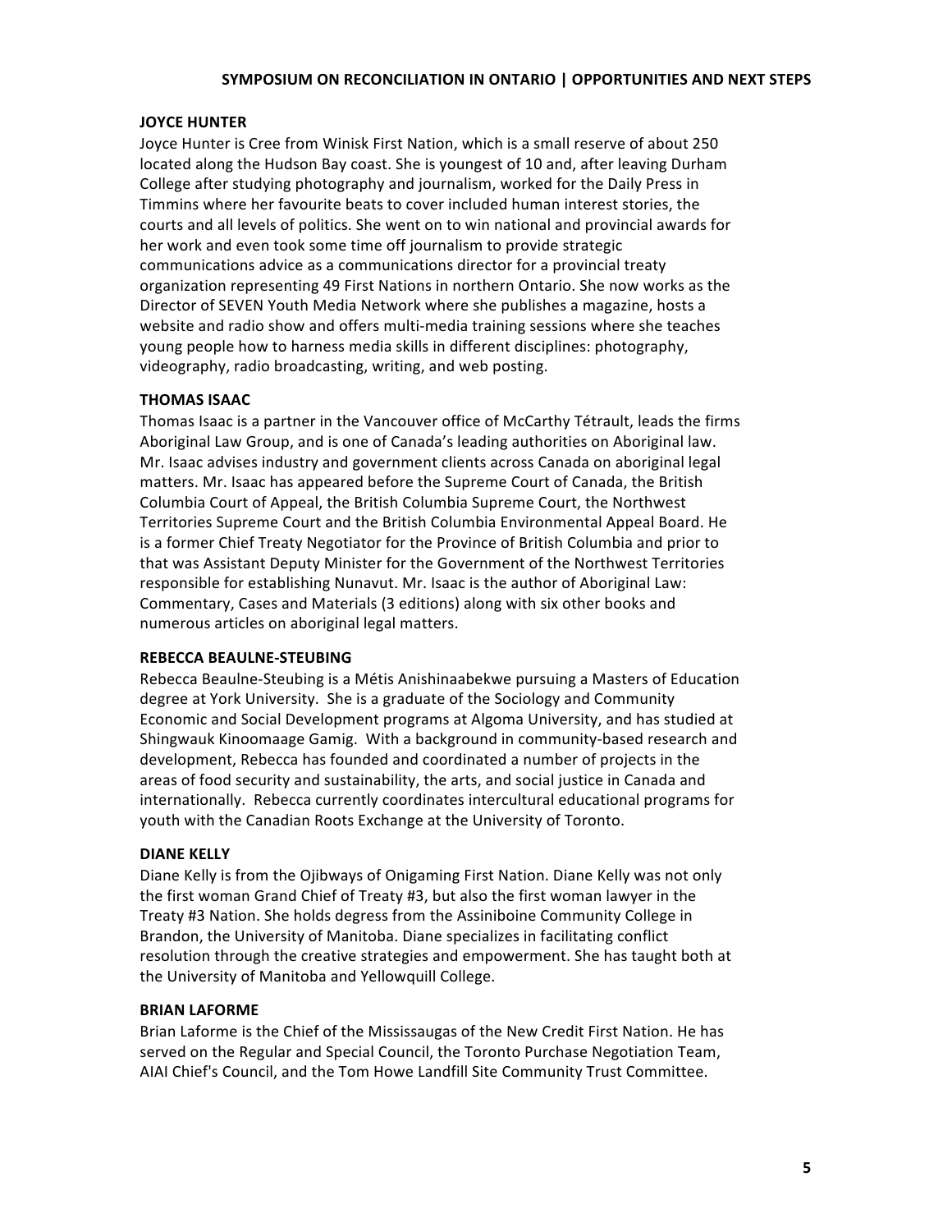### JOYCE HUNTER

Joyce Hunter is Cree from Winisk First Nation, which is a small reserve of about 250 located along the Hudson Bay coast. She is youngest of 10 and, after leaving Durham College after studying photography and journalism, worked for the Daily Press in Timmins where her favourite beats to cover included human interest stories, the courts and all levels of politics. She went on to win national and provincial awards for her work and even took some time off journalism to provide strategic communications advice as a communications director for a provincial treaty organization representing 49 First Nations in northern Ontario. She now works as the Director of SEVEN Youth Media Network where she publishes a magazine, hosts a website and radio show and offers multi-media training sessions where she teaches young people how to harness media skills in different disciplines: photography, videography, radio broadcasting, writing, and web posting.

### THOMAS ISAAC

Thomas Isaac is a partner in the Vancouver office of McCarthy Tétrault, leads the firms Aboriginal Law Group, and is one of Canada's leading authorities on Aboriginal law. Mr. Isaac advises industry and government clients across Canada on aboriginal legal matters. Mr. Isaac has appeared before the Supreme Court of Canada, the British Columbia Court of Appeal, the British Columbia Supreme Court, the Northwest Territories Supreme Court and the British Columbia Environmental Appeal Board. He is a former Chief Treaty Negotiator for the Province of British Columbia and prior to that was Assistant Deputy Minister for the Government of the Northwest Territories responsible for establishing Nunavut. Mr. Isaac is the author of Aboriginal Law: Commentary, Cases and Materials (3 editions) along with six other books and numerous articles on aboriginal legal matters.

### REBECCA BEAULNE-STEUBING

Rebecca Beaulne-Steubing is a Métis Anishinaabekwe pursuing a Masters of Education degree at York University. She is a graduate of the Sociology and Community Economic and Social Development programs at Algoma University, and has studied at Shingwauk Kinoomaage Gamig. With a background in community-based research and development, Rebecca has founded and coordinated a number of projects in the areas of food security and sustainability, the arts, and social justice in Canada and internationally. Rebecca currently coordinates intercultural educational programs for youth with the Canadian Roots Exchange at the University of Toronto.

### DIANE KELLY

Diane Kelly is from the Ojibways of Onigaming First Nation. Diane Kelly was not only the first woman Grand Chief of Treaty #3, but also the first woman lawyer in the Treaty #3 Nation. She holds degress from the Assiniboine Community College in Brandon, the University of Manitoba. Diane specializes in facilitating conflict resolution through the creative strategies and empowerment. She has taught both at the University of Manitoba and Yellowquill College.

### BRIAN LAFORME

Brian Laforme is the Chief of the Mississaugas of the New Credit First Nation. He has served on the Regular and Special Council, the Toronto Purchase Negotiation Team, AIAI Chief's Council, and the Tom Howe Landfill Site Community Trust Committee.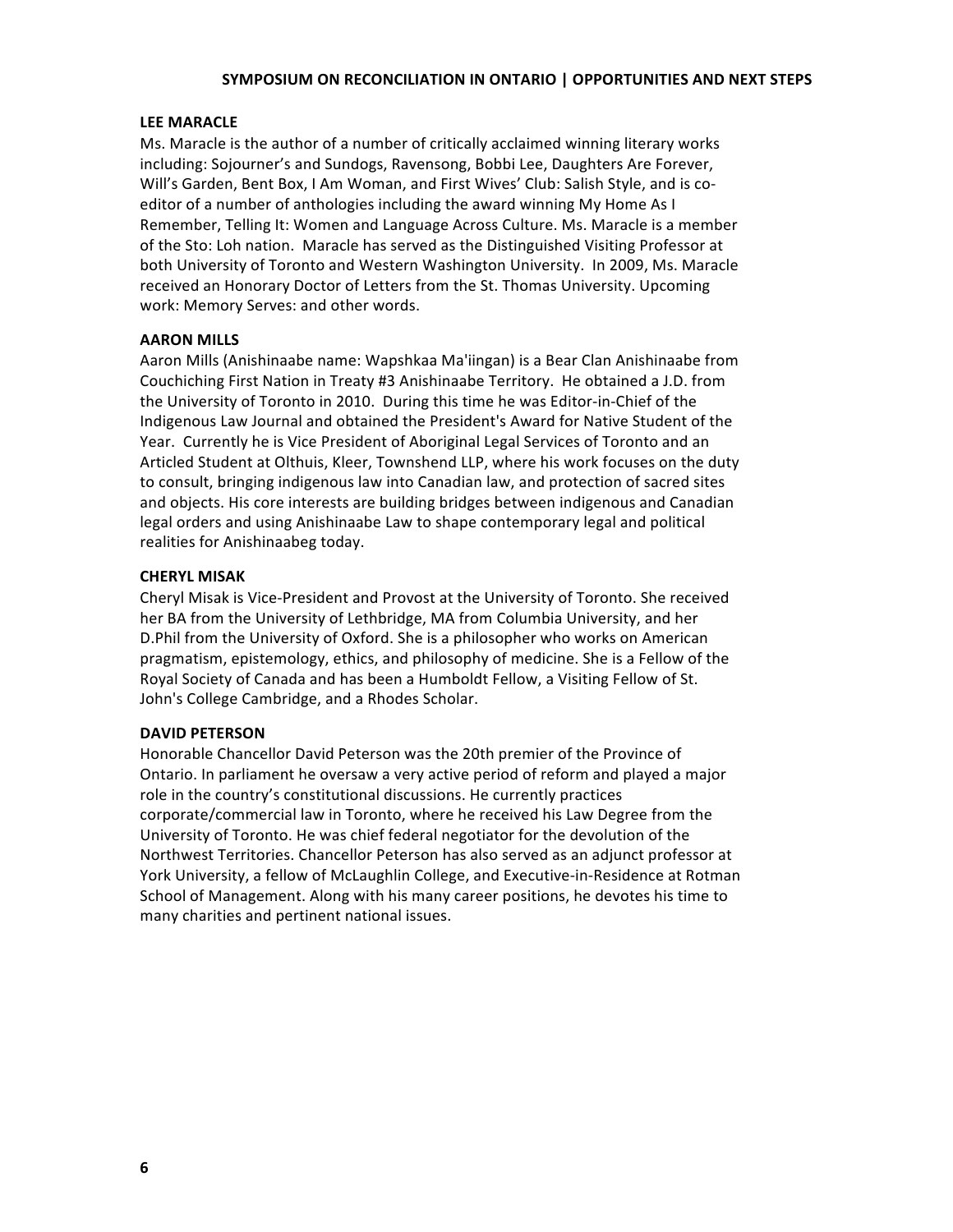### LEE MARACLE

Ms. Maracle is the author of a number of critically acclaimed winning literary works including: Sojourner's and Sundogs, Ravensong, Bobbi Lee, Daughters Are Forever, Will's Garden, Bent Box, I Am Woman, and First Wives' Club: Salish Style, and is co-editor of a number of anthologies including the award winning My Home As I Remember, Telling It: Women and Language Across Culture. Ms. Maracle is a member of the Sto: Loh nation. Maracle has served as the Distinguished Visiting Professor at both University of Toronto and Western Washington University. In 2009, Ms. Maracle received an Honorary Doctor of Letters from the St. Thomas University. Upcoming work: Memory Serves: and other words.

### AARON MILLS

Aaron Mills (Anishinaabe name: Wapshkaa Ma'iingan) is a Bear Clan Anishinaabe from Couchiching First Nation in Treaty #3 Anishinaabe Territory. He obtained a J.D. from the University of Toronto in 2010. During this time he was Editor-in-Chief of the Indigenous Law Journal and obtained the President's Award for Native Student of the Year. Currently he is Vice President of Aboriginal Legal Services of Toronto and an Articled Student at Olthuis, Kleer, Townshend LLP, where his work focuses on the duty to consult, bringing indigenous law into Canadian law, and protection of sacred sites and objects. His core interests are building bridges between indigenous and Canadian legal orders and using Anishinaabe Law to shape contemporary legal and political realities for Anishinaabeg today.

### CHERYL MISAK

Cheryl Misak is Vice-President and Provost at the University of Toronto. She received her BA from the University of Lethbridge, MA from Columbia University, and her D.Phil from the University of Oxford. She is a philosopher who works on American pragmatism, epistemology, ethics, and philosophy of medicine. She is a Fellow of the Royal Society of Canada and has been a Humboldt Fellow, a Visiting Fellow of St. John's College Cambridge, and a Rhodes Scholar.

### DAVID PETERSON

Honorable Chancellor David Peterson was the 20th premier of the Province of Ontario. In parliament he oversaw a very active period of reform and played a major role in the country's constitutional discussions. He currently practices corporate/commercial law in Toronto, where he received his Law Degree from the University of Toronto. He was chief federal negotiator for the devolution of the Northwest Territories. Chancellor Peterson has also served as an adjunct professor at York University, a fellow of McLaughlin College, and Executive-in-Residence at Rotman School of Management. Along with his many career positions, he devotes his time to many charities and pertinent national issues.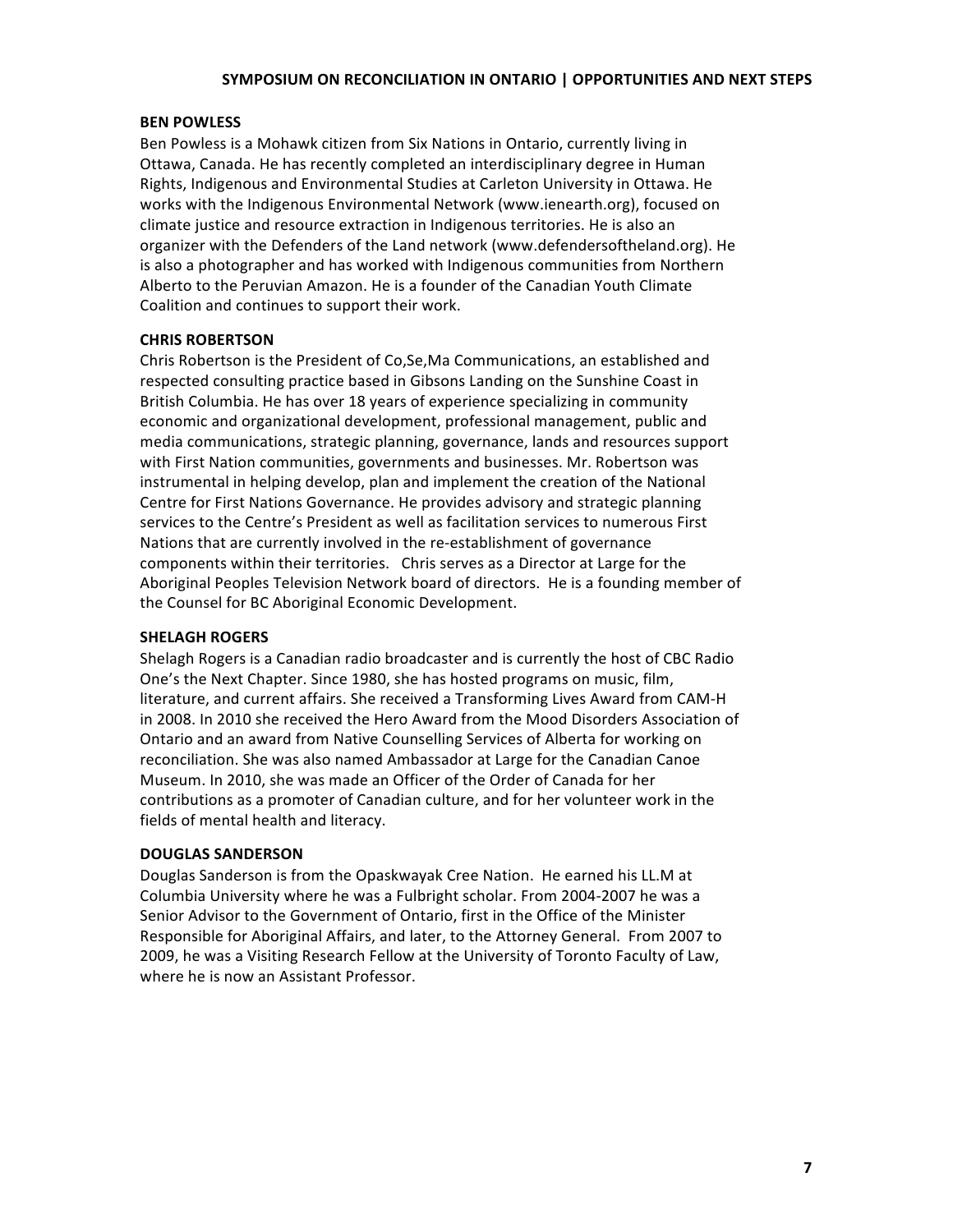### BEN POWLESS

Ben Powless is a Mohawk citizen from Six Nations in Ontario, currently living in Ottawa, Canada. He has recently completed an interdisciplinary degree in Human Rights, Indigenous and Environmental Studies at Carleton University in Ottawa. He works with the Indigenous Environmental Network (www.ienearth.org), focused on climate justice and resource extraction in Indigenous territories. He is also an organizer with the Defenders of the Land network (www.defendersoftheland.org). He is also a photographer and has worked with Indigenous communities from Northern Alberto to the Peruvian Amazon. He is a founder of the Canadian Youth Climate Coalition and continues to support their work.

### CHRIS ROBERTSON

Chris Robertson is the President of Co,Se,Ma Communications, an established and respected consulting practice based in Gibsons Landing on the Sunshine Coast in British Columbia. He has over 18 years of experience specializing in community economic and organizational development, professional management, public and media communications, strategic planning, governance, lands and resources support with First Nation communities, governments and businesses. Mr. Robertson was instrumental in helping develop, plan and implement the creation of the National Centre for First Nations Governance. He provides advisory and strategic planning services to the Centre's President as well as facilitation services to numerous First Nations that are currently involved in the re-establishment of governance components within their territories. Chris serves as a Director at Large for the Aboriginal Peoples Television Network board of directors. He is a founding member of the Counsel for BC Aboriginal Economic Development.

### SHELAGH ROGERS

Shelagh Rogers is a Canadian radio broadcaster and is currently the host of CBC Radio One's the Next Chapter. Since 1980, she has hosted programs on music, film, literature, and current affairs. She received a Transforming Lives Award from CAM-H in 2008. In 2010 she received the Hero Award from the Mood Disorders Association of Ontario and an award from Native Counselling Services of Alberta for working on reconciliation. She was also named Ambassador at Large for the Canadian Canoe Museum. In 2010, she was made an Officer of the Order of Canada for her contributions as a promoter of Canadian culture, and for her volunteer work in the fields of mental health and literacy.

### DOUGLAS SANDERSON

Douglas Sanderson is from the Opaskwayak Cree Nation. He earned his LL.M at Columbia University where he was a Fulbright scholar. From 2004-2007 he was a Senior Advisor to the Government of Ontario, first in the Office of the Minister Responsible for Aboriginal Affairs, and later, to the Attorney General. From 2007 to 2009, he was a Visiting Research Fellow at the University of Toronto Faculty of Law, where he is now an Assistant Professor.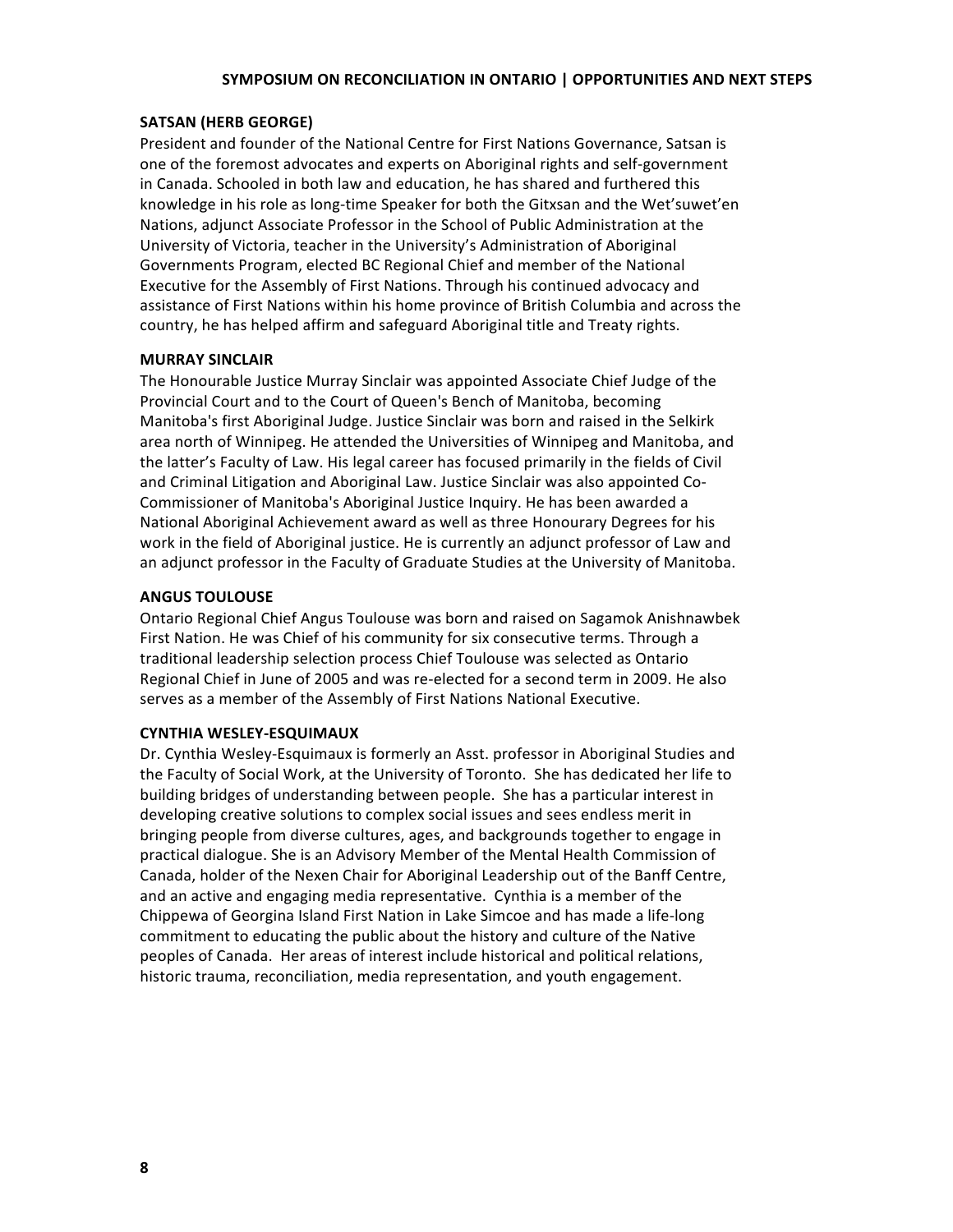### SATSAN (HERB GEORGE)

President and founder of the National Centre for First Nations Governance, Satsan is one of the foremost advocates and experts on Aboriginal rights and self-government in Canada. Schooled in both law and education, he has shared and furthered this knowledge in his role as long-time Speaker for both the Gitxsan and the Wet'suwet'en Nations, adjunct Associate Professor in the School of Public Administration at the University of Victoria, teacher in the University's Administration of Aboriginal Governments Program, elected BC Regional Chief and member of the National Executive for the Assembly of First Nations. Through his continued advocacy and assistance of First Nations within his home province of British Columbia and across the country, he has helped affirm and safeguard Aboriginal title and Treaty rights.

### MURRAY SINCLAIR

The Honourable Justice Murray Sinclair was appointed Associate Chief Judge of the Provincial Court and to the Court of Queen's Bench of Manitoba, becoming Manitoba's first Aboriginal Judge. Justice Sinclair was born and raised in the Selkirk area north of Winnipeg. He attended the Universities of Winnipeg and Manitoba, and the latter's Faculty of Law. His legal career has focused primarily in the fields of Civil and Criminal Litigation and Aboriginal Law. Justice Sinclair was also appointed Co-Commissioner of Manitoba's Aboriginal Justice Inquiry. He has been awarded a National Aboriginal Achievement award as well as three Honourary Degrees for his work in the field of Aboriginal justice. He is currently an adjunct professor of Law and an adjunct professor in the Faculty of Graduate Studies at the University of Manitoba.

### ANGUS TOULOUSE

Ontario Regional Chief Angus Toulouse was born and raised on Sagamok Anishnawbek First Nation. He was Chief of his community for six consecutive terms. Through a traditional leadership selection process Chief Toulouse was selected as Ontario Regional Chief in June of 2005 and was re-elected for a second term in 2009. He also serves as a member of the Assembly of First Nations National Executive.

### CYNTHIA WESLEY-ESQUIMAUX

Dr. Cynthia Wesley-Esquimaux is formerly an Asst. professor in Aboriginal Studies and the Faculty of Social Work, at the University of Toronto. She has dedicated her life to building bridges of understanding between people. She has a particular interest in developing creative solutions to complex social issues and sees endless merit in bringing people from diverse cultures, ages, and backgrounds together to engage in practical dialogue. She is an Advisory Member of the Mental Health Commission of Canada, holder of the Nexen Chair for Aboriginal Leadership out of the Banff Centre, and an active and engaging media representative. Cynthia is a member of the Chippewa of Georgina Island First Nation in Lake Simcoe and has made a life-long commitment to educating the public about the history and culture of the Native peoples of Canada. Her areas of interest include historical and political relations, historic trauma, reconciliation, media representation, and youth engagement.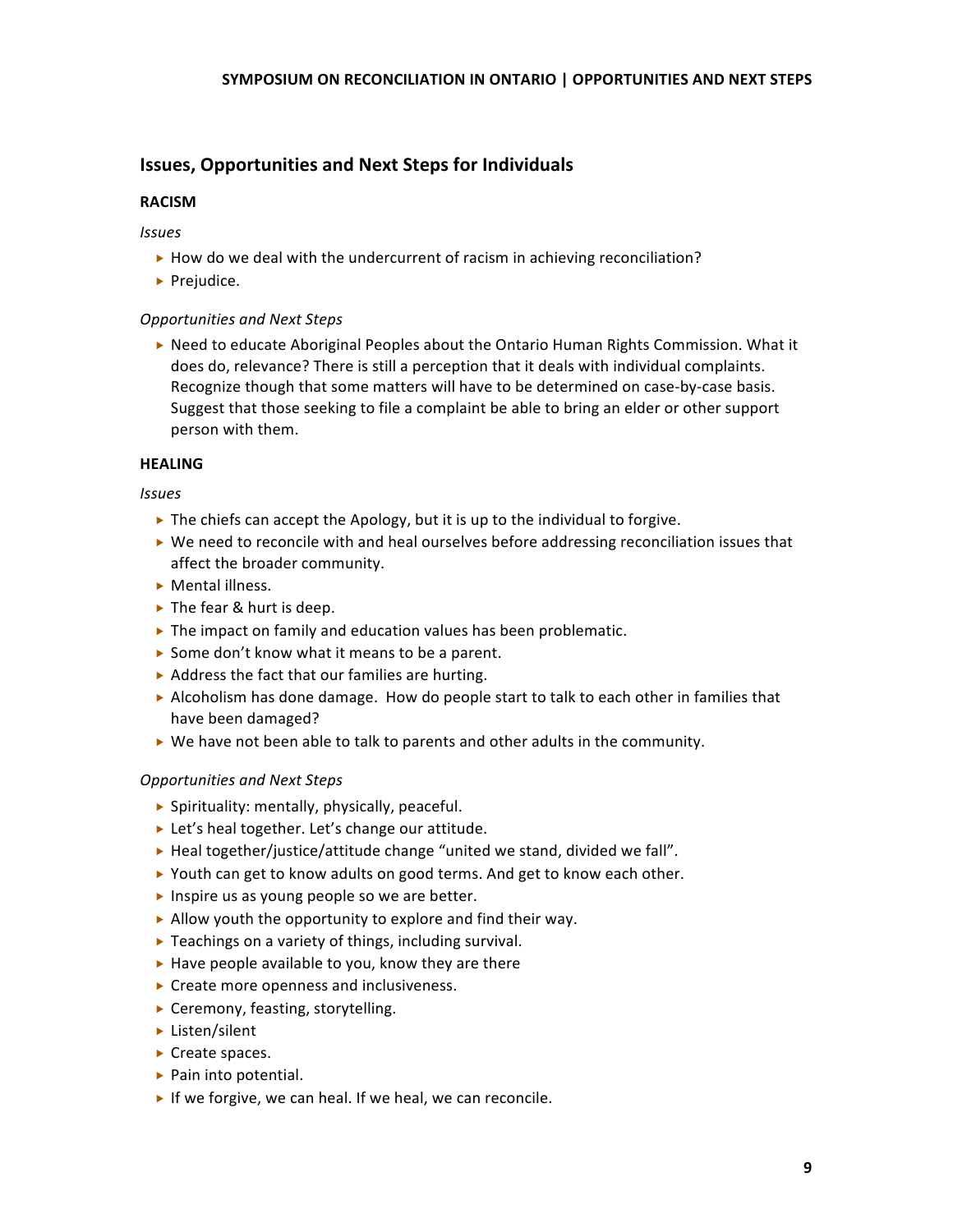## Issues, Opportunities and Next Steps for Individuals

### RACISM

*Issues*

- How do we deal with the undercurrent of racism in achieving reconciliation?
- Prejudice.

*Opportunities and Next Steps*

- Need to educate Aboriginal Peoples about the Ontario Human Rights Commission. What it does do, relevance? There is still a perception that it deals with individual complaints. Recognize though that some matters will have to be determined on case-by-case basis. Suggest that those seeking to file a complaint be able to bring an elder or other support person with them.

### HEALING

*Issues*

- The chiefs can accept the Apology, but it is up to the individual to forgive.
- We need to reconcile with and heal ourselves before addressing reconciliation issues that affect the broader community.
- Mental illness.
- The fear & hurt is deep.
- The impact on family and education values has been problematic.
- Some don't know what it means to be a parent.
- Address the fact that our families are hurting.
- Alcoholism has done damage. How do people start to talk to each other in families that have been damaged?
- We have not been able to talk to parents and other adults in the community.

*Opportunities and Next Steps*

- Spirituality: mentally, physically, peaceful.
- Let's heal together. Let's change our attitude.
- Heal together/justice/attitude change "united we stand, divided we fall".
- Youth can get to know adults on good terms. And get to know each other.
- Inspire us as young people so we are better.
- Allow youth the opportunity to explore and find their way.
- Teachings on a variety of things, including survival.
- Have people available to you, know they are there
- Create more openness and inclusiveness.
- Ceremony, feasting, storytelling.
- Listen/silent
- Create spaces.
- Pain into potential.
- If we forgive, we can heal. If we heal, we can reconcile.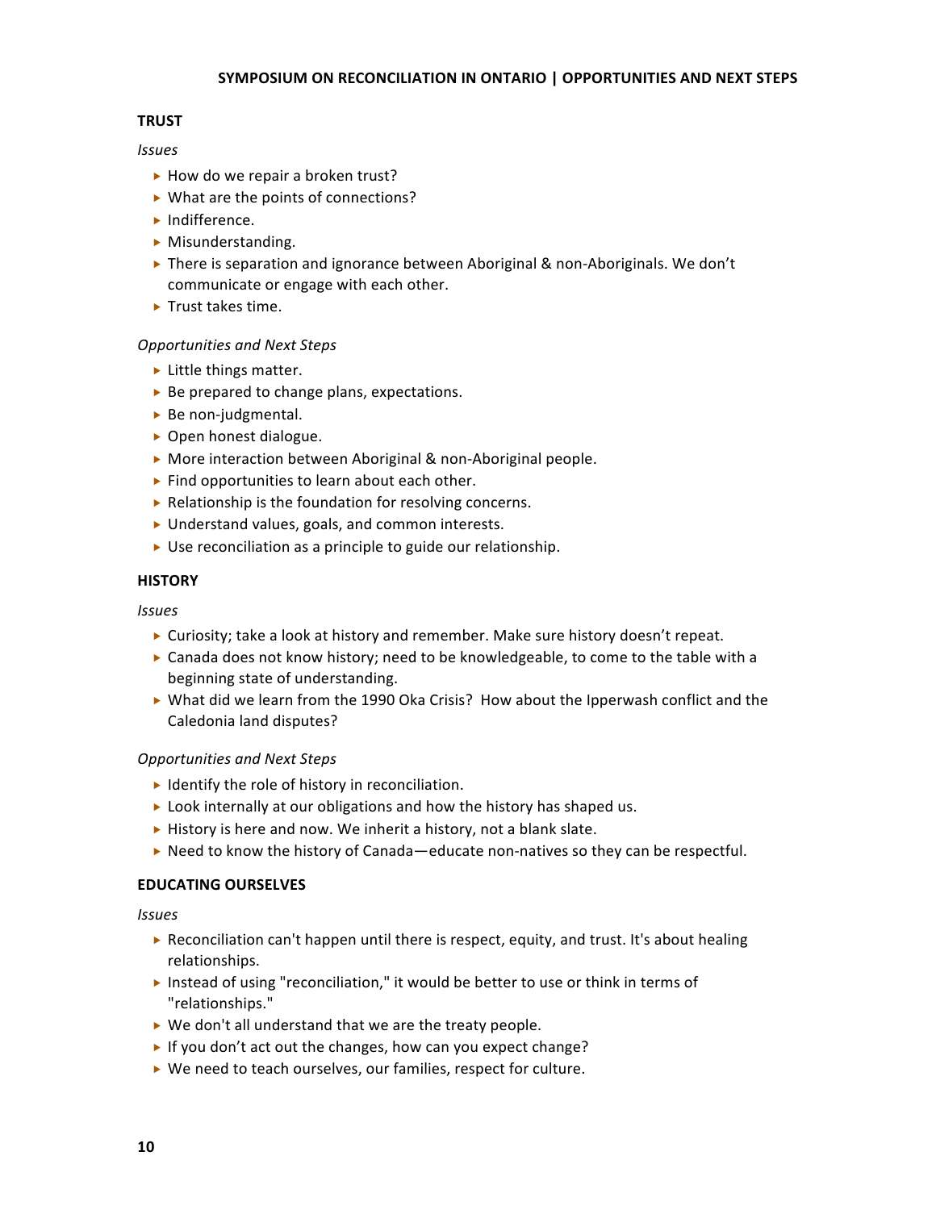## TRUST

*Issues*

- How do we repair a broken trust?
- What are the points of connections?
- Indifference.
- Misunderstanding.
- There is separation and ignorance between Aboriginal & non-Aboriginals. We don't communicate or engage with each other.
- Trust takes time.

*Opportunities and Next Steps*

- Little things matter.
- Be prepared to change plans, expectations.
- Be non-judgmental.
- Open honest dialogue.
- More interaction between Aboriginal & non-Aboriginal people.
- Find opportunities to learn about each other.
- Relationship is the foundation for resolving concerns.
- Understand values, goals, and common interests.
- Use reconciliation as a principle to guide our relationship.

## HISTORY

*Issues*

- Curiosity; take a look at history and remember. Make sure history doesn't repeat.
- Canada does not know history; need to be knowledgeable, to come to the table with a beginning state of understanding.
- What did we learn from the 1990 Oka Crisis? How about the Ipperwash conflict and the Caledonia land disputes?

*Opportunities and Next Steps*

- Identify the role of history in reconciliation.
- Look internally at our obligations and how the history has shaped us.
- History is here and now. We inherit a history, not a blank slate.
- Need to know the history of Canada—educate non-natives so they can be respectful.

## EDUCATING OURSELVES

*Issues*

- Reconciliation can't happen until there is respect, equity, and trust. It's about healing relationships.
- Instead of using "reconciliation," it would be better to use or think in terms of "relationships."
- We don't all understand that we are the treaty people.
- If you don't act out the changes, how can you expect change?
- We need to teach ourselves, our families, respect for culture.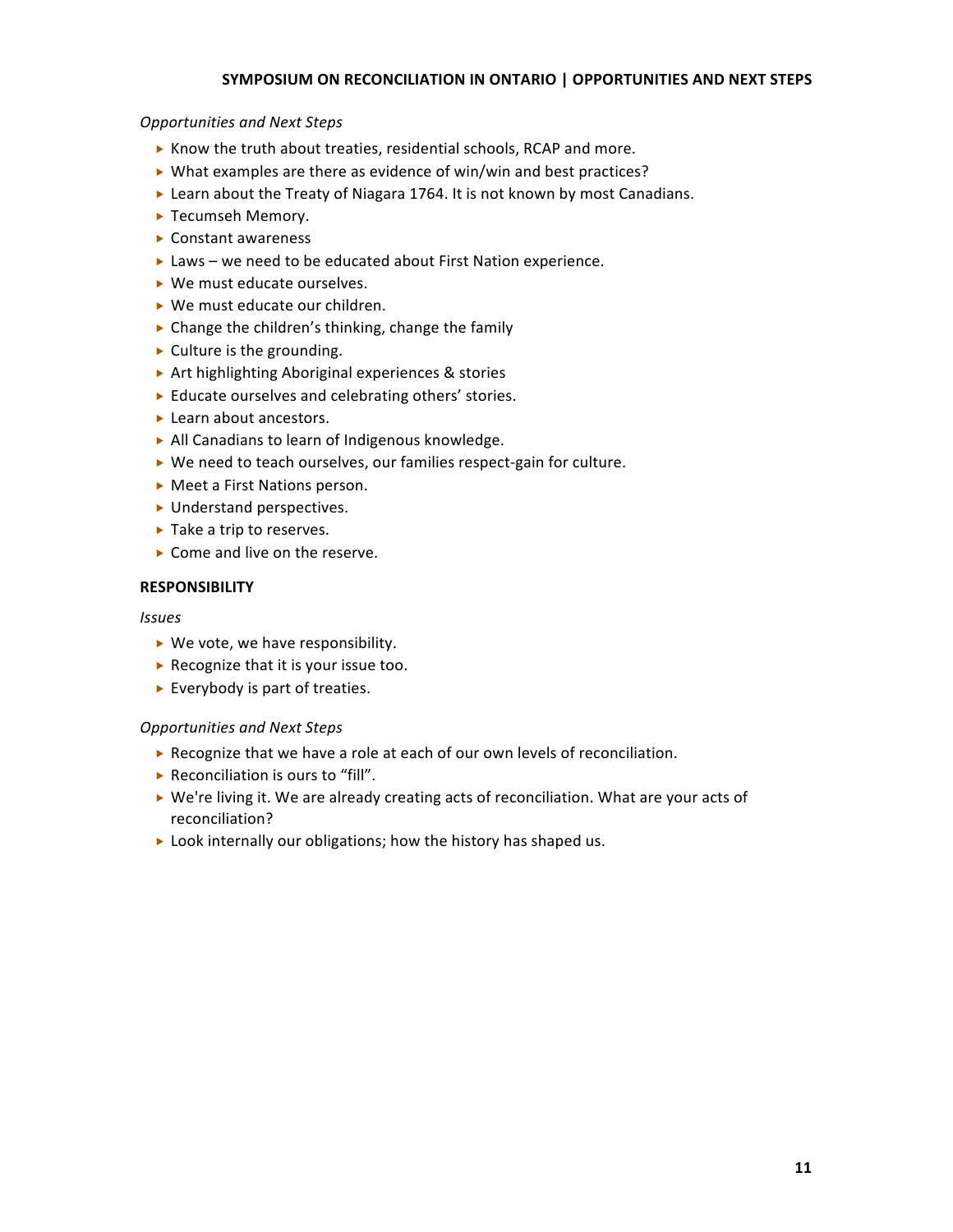*Opportunities and Next Steps*

- Know the truth about treaties, residential schools, RCAP and more.
- What examples are there as evidence of win/win and best practices?
- Learn about the Treaty of Niagara 1764. It is not known by most Canadians.
- Tecumseh Memory.
- Constant awareness
- Laws – we need to be educated about First Nation experience.
- We must educate ourselves.
- We must educate our children.
- Change the children's thinking, change the family
- Culture is the grounding.
- Art highlighting Aboriginal experiences & stories
- Educate ourselves and celebrating others' stories.
- Learn about ancestors.
- All Canadians to learn of Indigenous knowledge.
- We need to teach ourselves, our families respect-gain for culture.
- Meet a First Nations person.
- Understand perspectives.
- Take a trip to reserves.
- Come and live on the reserve.

**RESPONSIBILITY**

*Issues*

- We vote, we have responsibility.
- Recognize that it is your issue too.
- Everybody is part of treaties.

*Opportunities and Next Steps*

- Recognize that we have a role at each of our own levels of reconciliation.
- Reconciliation is ours to "fill".
- We're living it. We are already creating acts of reconciliation. What are your acts of reconciliation?
- Look internally our obligations; how the history has shaped us.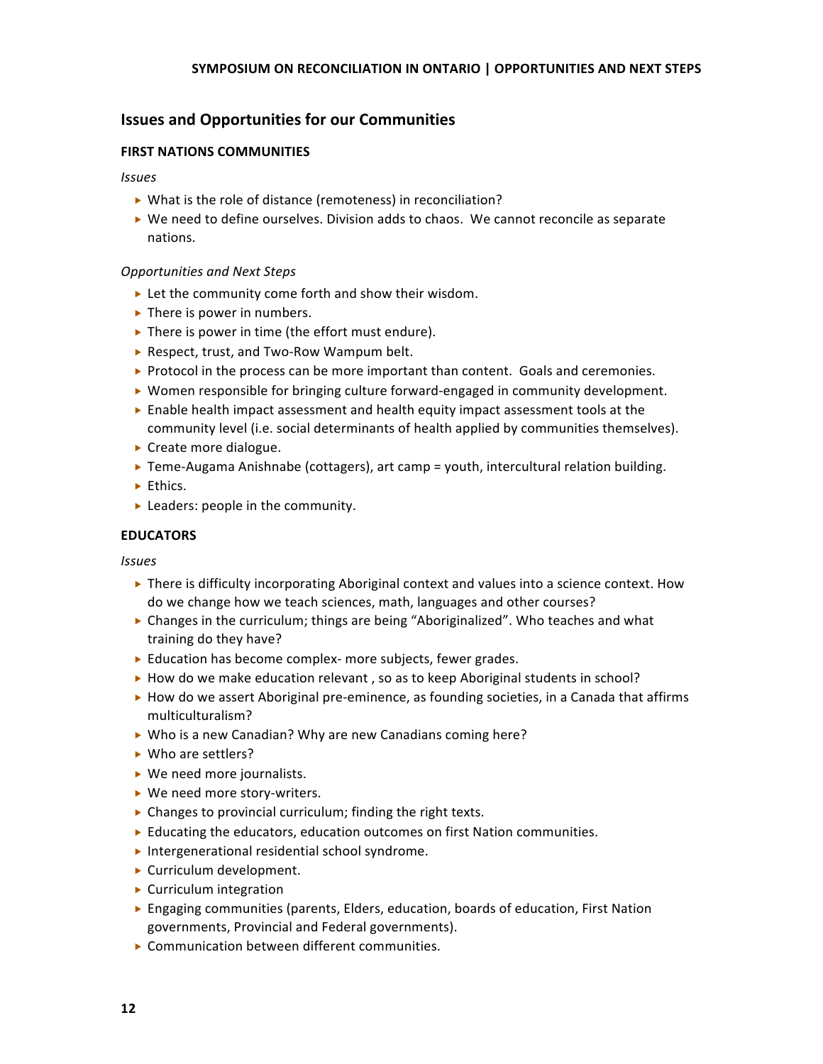## Issues and Opportunities for our Communities

### FIRST NATIONS COMMUNITIES

*Issues*

- What is the role of distance (remoteness) in reconciliation?
- We need to define ourselves. Division adds to chaos. We cannot reconcile as separate nations.

*Opportunities and Next Steps*

- Let the community come forth and show their wisdom.
- There is power in numbers.
- There is power in time (the effort must endure).
- Respect, trust, and Two-Row Wampum belt.
- Protocol in the process can be more important than content. Goals and ceremonies.
- Women responsible for bringing culture forward-engaged in community development.
- Enable health impact assessment and health equity impact assessment tools at the community level (i.e. social determinants of health applied by communities themselves).
- Create more dialogue.
- Teme-Augama Anishnabe (cottagers), art camp = youth, intercultural relation building.
- Ethics.
- Leaders: people in the community.

### EDUCATORS

*Issues*

- There is difficulty incorporating Aboriginal context and values into a science context. How do we change how we teach sciences, math, languages and other courses?
- Changes in the curriculum; things are being "Aboriginalized". Who teaches and what training do they have?
- Education has become complex- more subjects, fewer grades.
- How do we make education relevant , so as to keep Aboriginal students in school?
- How do we assert Aboriginal pre-eminence, as founding societies, in a Canada that affirms multiculturalism?
- Who is a new Canadian? Why are new Canadians coming here?
- Who are settlers?
- We need more journalists.
- We need more story-writers.
- Changes to provincial curriculum; finding the right texts.
- Educating the educators, education outcomes on first Nation communities.
- Intergenerational residential school syndrome.
- Curriculum development.
- Curriculum integration
- Engaging communities (parents, Elders, education, boards of education, First Nation governments, Provincial and Federal governments).
- Communication between different communities.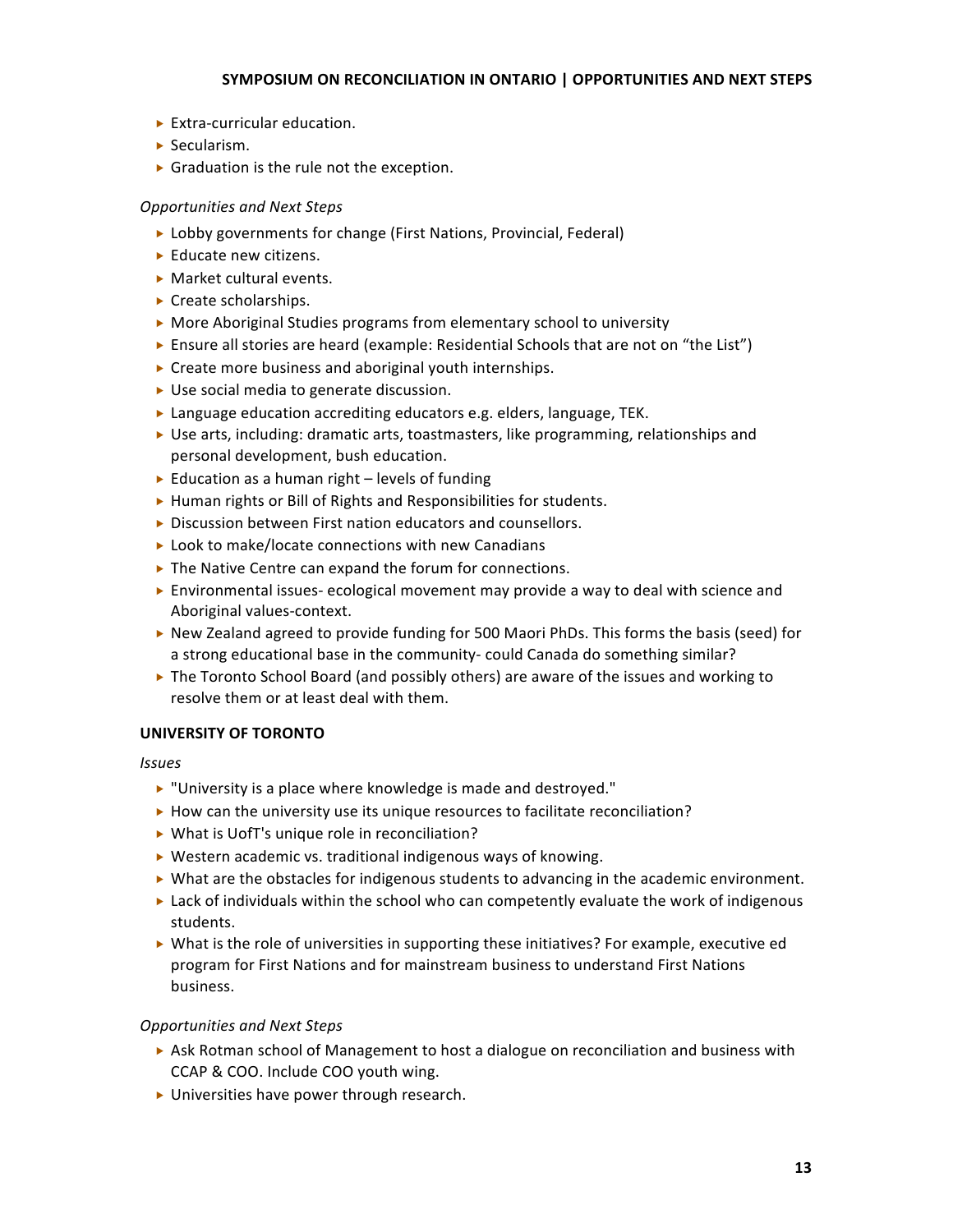- Extra-curricular education.
- Secularism.
- Graduation is the rule not the exception.

*Opportunities and Next Steps*

- Lobby governments for change (First Nations, Provincial, Federal)
- Educate new citizens.
- Market cultural events.
- Create scholarships.
- More Aboriginal Studies programs from elementary school to university
- Ensure all stories are heard (example: Residential Schools that are not on "the List")
- Create more business and aboriginal youth internships.
- Use social media to generate discussion.
- Language education accrediting educators e.g. elders, language, TEK.
- Use arts, including: dramatic arts, toastmasters, like programming, relationships and personal development, bush education.
- Education as a human right – levels of funding
- Human rights or Bill of Rights and Responsibilities for students.
- Discussion between First nation educators and counsellors.
- Look to make/locate connections with new Canadians
- The Native Centre can expand the forum for connections.
- Environmental issues- ecological movement may provide a way to deal with science and Aboriginal values-context.
- New Zealand agreed to provide funding for 500 Maori PhDs. This forms the basis (seed) for a strong educational base in the community- could Canada do something similar?
- The Toronto School Board (and possibly others) are aware of the issues and working to resolve them or at least deal with them.

**UNIVERSITY OF TORONTO**

*Issues*

- "University is a place where knowledge is made and destroyed."
- How can the university use its unique resources to facilitate reconciliation?
- What is UofT's unique role in reconciliation?
- Western academic vs. traditional indigenous ways of knowing.
- What are the obstacles for indigenous students to advancing in the academic environment.
- Lack of individuals within the school who can competently evaluate the work of indigenous students.
- What is the role of universities in supporting these initiatives? For example, executive ed program for First Nations and for mainstream business to understand First Nations business.

*Opportunities and Next Steps*

- Ask Rotman school of Management to host a dialogue on reconciliation and business with CCAP & COO. Include COO youth wing.
- Universities have power through research.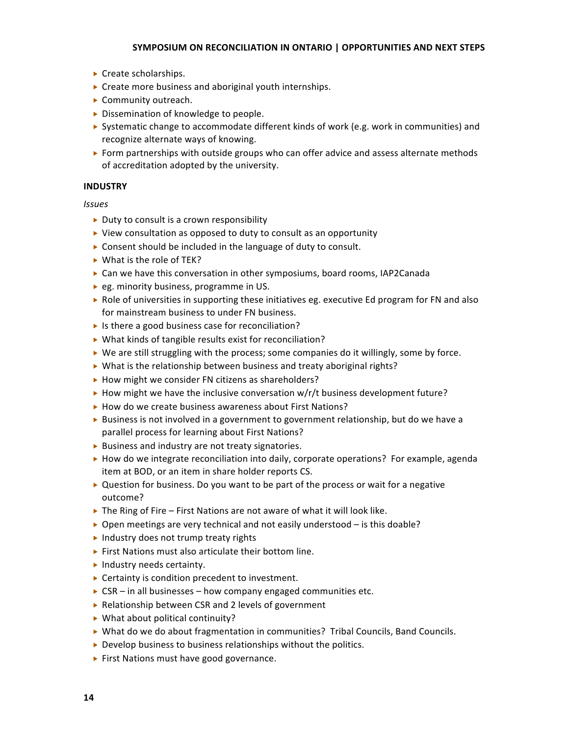- Create scholarships.
- Create more business and aboriginal youth internships.
- Community outreach.
- Dissemination of knowledge to people.
- Systematic change to accommodate different kinds of work (e.g. work in communities) and recognize alternate ways of knowing.
- Form partnerships with outside groups who can offer advice and assess alternate methods of accreditation adopted by the university.

### INDUSTRY

*Issues*

- Duty to consult is a crown responsibility
- View consultation as opposed to duty to consult as an opportunity
- Consent should be included in the language of duty to consult.
- What is the role of TEK?
- Can we have this conversation in other symposiums, board rooms, IAP2Canada
- eg. minority business, programme in US.
- Role of universities in supporting these initiatives eg. executive Ed program for FN and also for mainstream business to under FN business.
- Is there a good business case for reconciliation?
- What kinds of tangible results exist for reconciliation?
- We are still struggling with the process; some companies do it willingly, some by force.
- What is the relationship between business and treaty aboriginal rights?
- How might we consider FN citizens as shareholders?
- How might we have the inclusive conversation w/r/t business development future?
- How do we create business awareness about First Nations?
- Business is not involved in a government to government relationship, but do we have a parallel process for learning about First Nations?
- Business and industry are not treaty signatories.
- How do we integrate reconciliation into daily, corporate operations? For example, agenda item at BOD, or an item in share holder reports CS.
- Question for business. Do you want to be part of the process or wait for a negative outcome?
- The Ring of Fire – First Nations are not aware of what it will look like.
- Open meetings are very technical and not easily understood – is this doable?
- Industry does not trump treaty rights
- First Nations must also articulate their bottom line.
- Industry needs certainty.
- Certainty is condition precedent to investment.
- CSR – in all businesses – how company engaged communities etc.
- Relationship between CSR and 2 levels of government
- What about political continuity?
- What do we do about fragmentation in communities? Tribal Councils, Band Councils.
- Develop business to business relationships without the politics.
- First Nations must have good governance.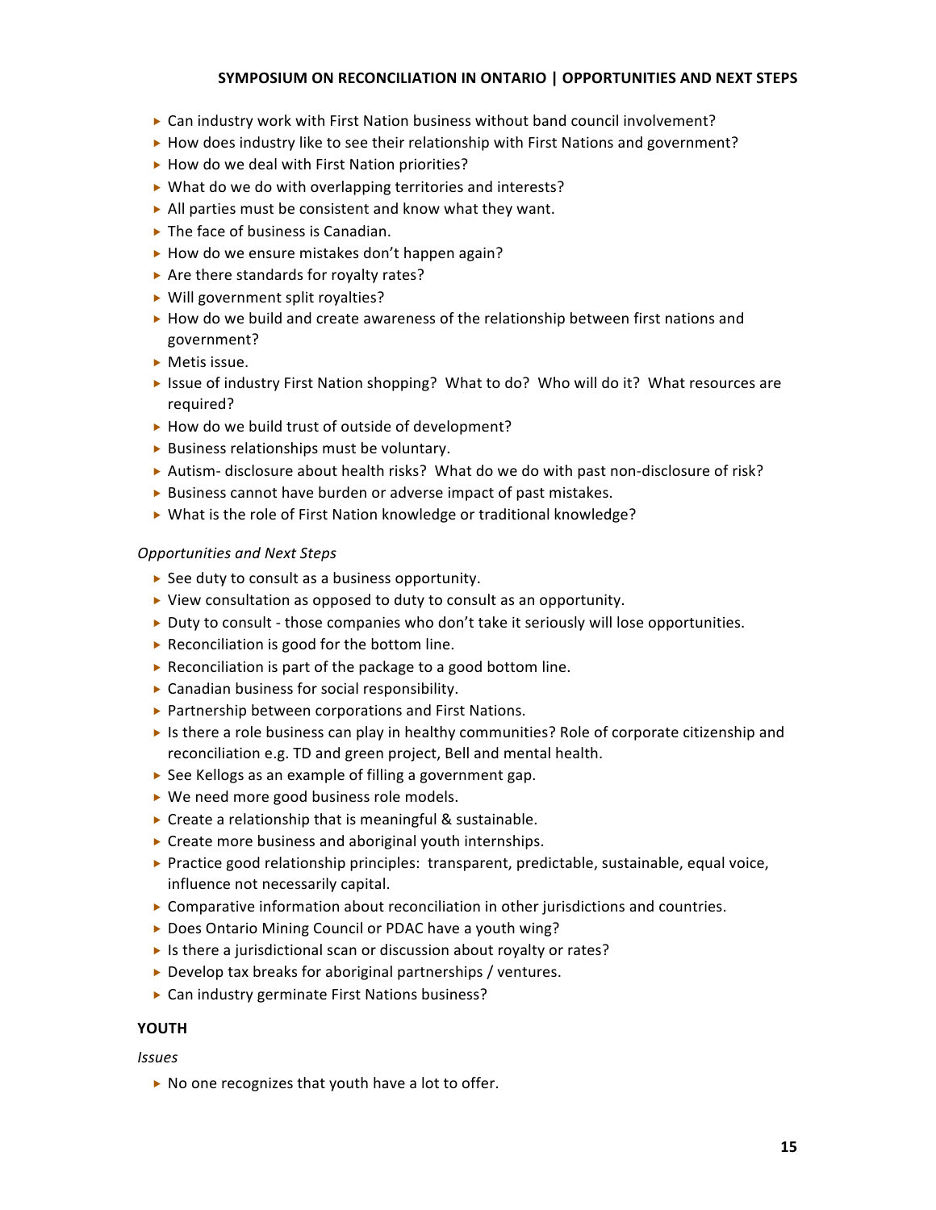- Can industry work with First Nation business without band council involvement?
- How does industry like to see their relationship with First Nations and government?
- How do we deal with First Nation priorities?
- What do we do with overlapping territories and interests?
- All parties must be consistent and know what they want.
- The face of business is Canadian.
- How do we ensure mistakes don't happen again?
- Are there standards for royalty rates?
- Will government split royalties?
- How do we build and create awareness of the relationship between first nations and government?
- Metis issue.
- Issue of industry First Nation shopping? What to do? Who will do it? What resources are required?
- How do we build trust of outside of development?
- Business relationships must be voluntary.
- Autism- disclosure about health risks? What do we do with past non-disclosure of risk?
- Business cannot have burden or adverse impact of past mistakes.
- What is the role of First Nation knowledge or traditional knowledge?

*Opportunities and Next Steps*

- See duty to consult as a business opportunity.
- View consultation as opposed to duty to consult as an opportunity.
- Duty to consult - those companies who don't take it seriously will lose opportunities.
- Reconciliation is good for the bottom line.
- Reconciliation is part of the package to a good bottom line.
- Canadian business for social responsibility.
- Partnership between corporations and First Nations.
- Is there a role business can play in healthy communities? Role of corporate citizenship and reconciliation e.g. TD and green project, Bell and mental health.
- See Kellogs as an example of filling a government gap.
- We need more good business role models.
- Create a relationship that is meaningful & sustainable.
- Create more business and aboriginal youth internships.
- Practice good relationship principles: transparent, predictable, sustainable, equal voice, influence not necessarily capital.
- Comparative information about reconciliation in other jurisdictions and countries.
- Does Ontario Mining Council or PDAC have a youth wing?
- Is there a jurisdictional scan or discussion about royalty or rates?
- Develop tax breaks for aboriginal partnerships / ventures.
- Can industry germinate First Nations business?

**YOUTH**

*Issues*

- No one recognizes that youth have a lot to offer.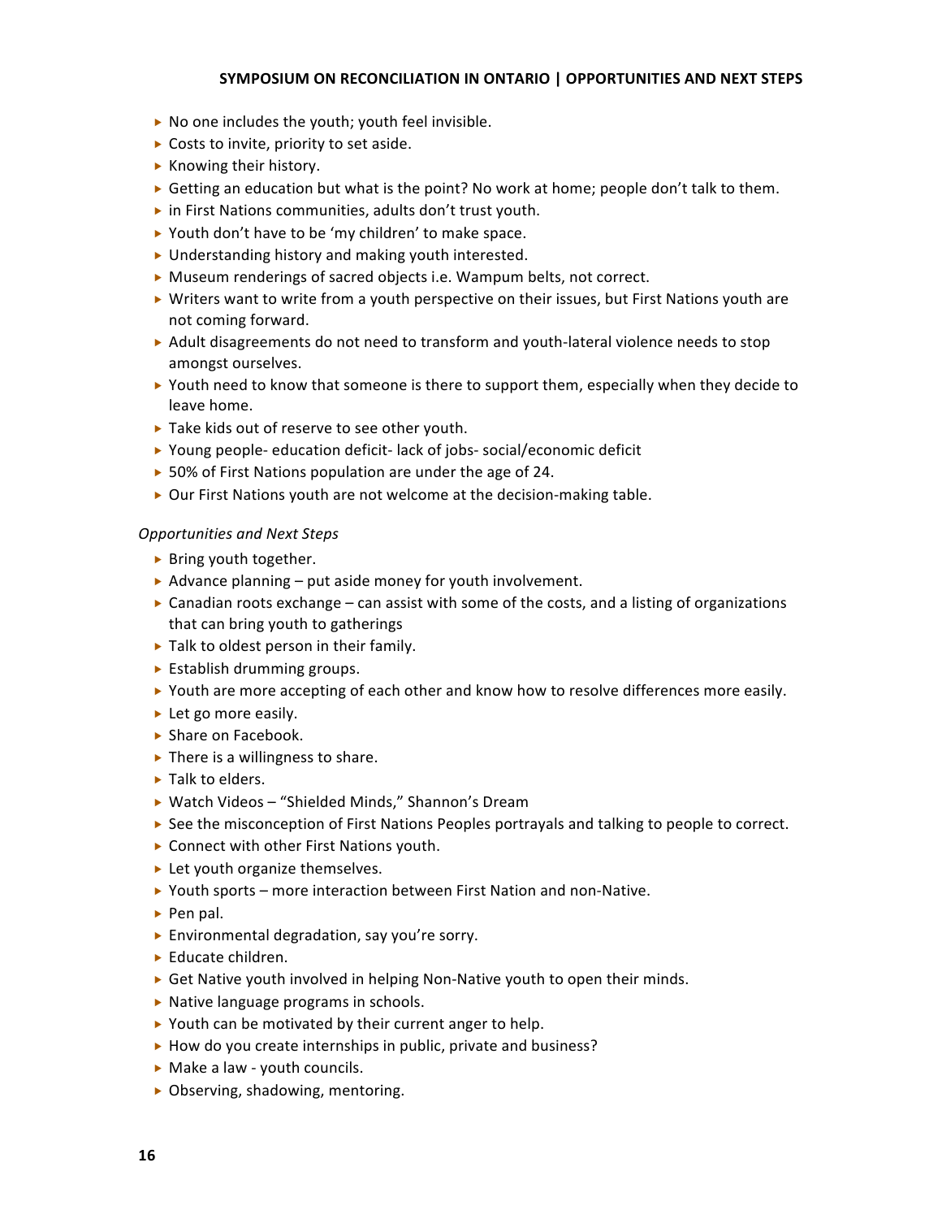- No one includes the youth; youth feel invisible.
- Costs to invite, priority to set aside.
- Knowing their history.
- Getting an education but what is the point? No work at home; people don't talk to them.
- in First Nations communities, adults don't trust youth.
- Youth don't have to be 'my children' to make space.
- Understanding history and making youth interested.
- Museum renderings of sacred objects i.e. Wampum belts, not correct.
- Writers want to write from a youth perspective on their issues, but First Nations youth are not coming forward.
- Adult disagreements do not need to transform and youth-lateral violence needs to stop amongst ourselves.
- Youth need to know that someone is there to support them, especially when they decide to leave home.
- Take kids out of reserve to see other youth.
- Young people- education deficit- lack of jobs- social/economic deficit
- 50% of First Nations population are under the age of 24.
- Our First Nations youth are not welcome at the decision-making table.

*Opportunities and Next Steps*

- Bring youth together.
- Advance planning – put aside money for youth involvement.
- Canadian roots exchange – can assist with some of the costs, and a listing of organizations that can bring youth to gatherings
- Talk to oldest person in their family.
- Establish drumming groups.
- Youth are more accepting of each other and know how to resolve differences more easily.
- Let go more easily.
- Share on Facebook.
- There is a willingness to share.
- Talk to elders.
- Watch Videos – "Shielded Minds," Shannon's Dream
- See the misconception of First Nations Peoples portrayals and talking to people to correct.
- Connect with other First Nations youth.
- Let youth organize themselves.
- Youth sports – more interaction between First Nation and non-Native.
- Pen pal.
- Environmental degradation, say you're sorry.
- Educate children.
- Get Native youth involved in helping Non-Native youth to open their minds.
- Native language programs in schools.
- Youth can be motivated by their current anger to help.
- How do you create internships in public, private and business?
- Make a law - youth councils.
- Observing, shadowing, mentoring.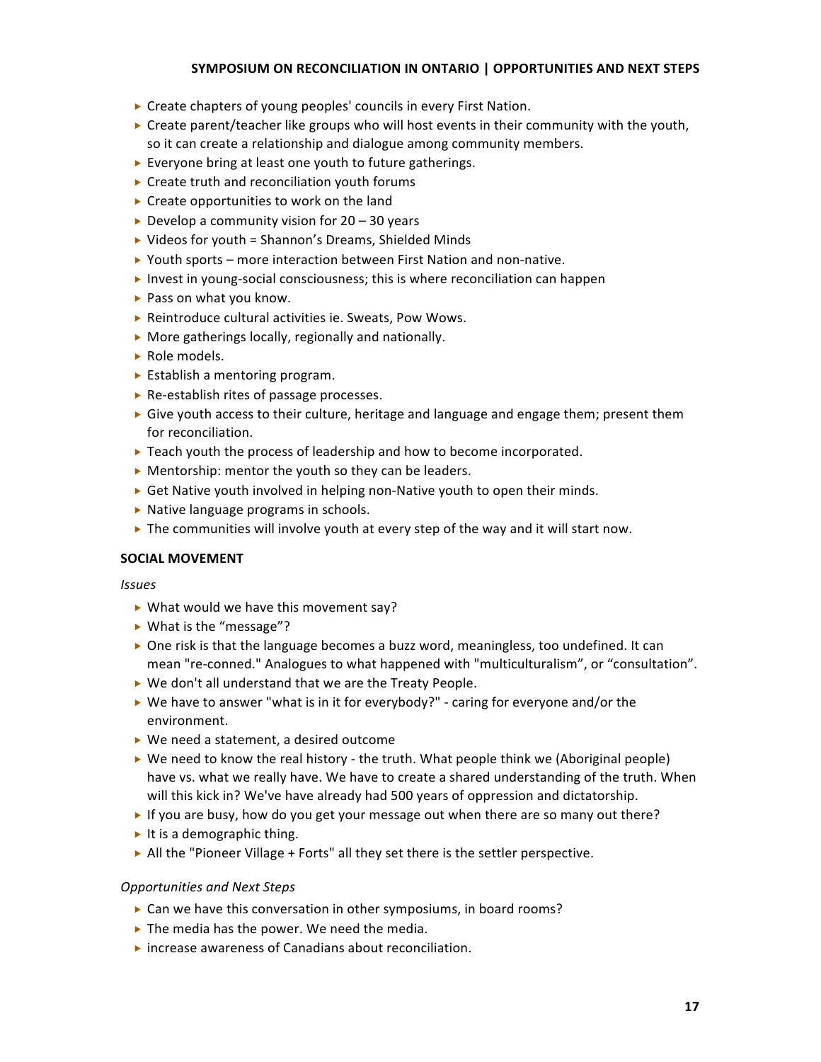- Create chapters of young peoples' councils in every First Nation.
- Create parent/teacher like groups who will host events in their community with the youth, so it can create a relationship and dialogue among community members.
- Everyone bring at least one youth to future gatherings.
- Create truth and reconciliation youth forums
- Create opportunities to work on the land
- Develop a community vision for 20 – 30 years
- Videos for youth = Shannon's Dreams, Shielded Minds
- Youth sports – more interaction between First Nation and non-native.
- Invest in young-social consciousness; this is where reconciliation can happen
- Pass on what you know.
- Reintroduce cultural activities ie. Sweats, Pow Wows.
- More gatherings locally, regionally and nationally.
- Role models.
- Establish a mentoring program.
- Re-establish rites of passage processes.
- Give youth access to their culture, heritage and language and engage them; present them for reconciliation.
- Teach youth the process of leadership and how to become incorporated.
- Mentorship: mentor the youth so they can be leaders.
- Get Native youth involved in helping non-Native youth to open their minds.
- Native language programs in schools.
- The communities will involve youth at every step of the way and it will start now.

**SOCIAL MOVEMENT**

*Issues*

- What would we have this movement say?
- What is the "message"?
- One risk is that the language becomes a buzz word, meaningless, too undefined. It can mean "re-conned." Analogues to what happened with "multiculturalism", or "consultation".
- We don't all understand that we are the Treaty People.
- We have to answer "what is in it for everybody?" - caring for everyone and/or the environment.
- We need a statement, a desired outcome
- We need to know the real history - the truth. What people think we (Aboriginal people) have vs. what we really have. We have to create a shared understanding of the truth. When will this kick in? We've have already had 500 years of oppression and dictatorship.
- If you are busy, how do you get your message out when there are so many out there?
- It is a demographic thing.
- All the "Pioneer Village + Forts" all they set there is the settler perspective.

*Opportunities and Next Steps*

- Can we have this conversation in other symposiums, in board rooms?
- The media has the power. We need the media.
- increase awareness of Canadians about reconciliation.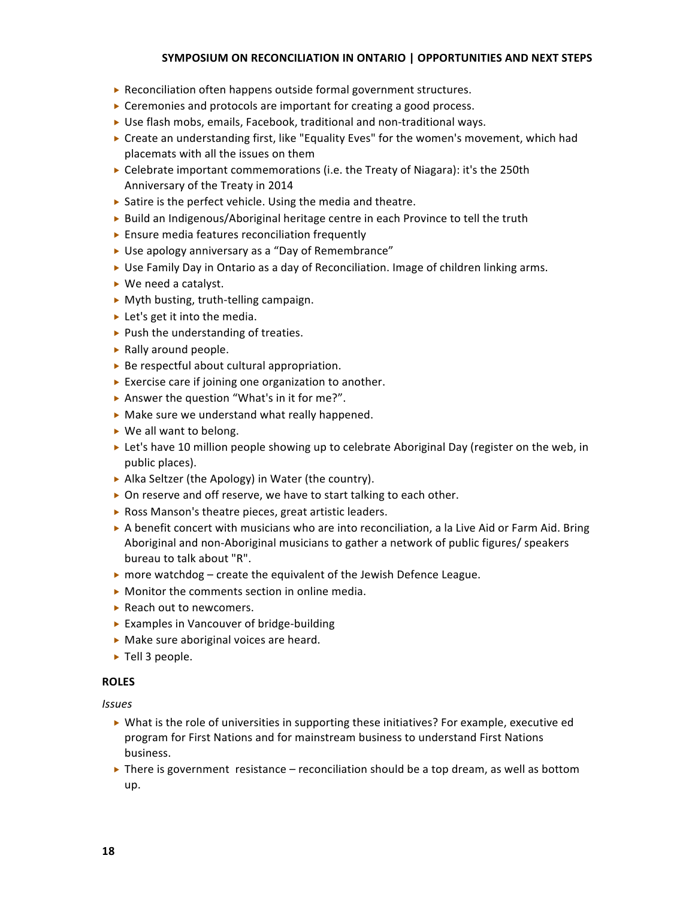- Reconciliation often happens outside formal government structures.
- Ceremonies and protocols are important for creating a good process.
- Use flash mobs, emails, Facebook, traditional and non-traditional ways.
- Create an understanding first, like "Equality Eves" for the women's movement, which had placemats with all the issues on them
- Celebrate important commemorations (i.e. the Treaty of Niagara): it's the 250th Anniversary of the Treaty in 2014
- Satire is the perfect vehicle. Using the media and theatre.
- Build an Indigenous/Aboriginal heritage centre in each Province to tell the truth
- Ensure media features reconciliation frequently
- Use apology anniversary as a "Day of Remembrance"
- Use Family Day in Ontario as a day of Reconciliation. Image of children linking arms.
- We need a catalyst.
- Myth busting, truth-telling campaign.
- Let's get it into the media.
- Push the understanding of treaties.
- Rally around people.
- Be respectful about cultural appropriation.
- Exercise care if joining one organization to another.
- Answer the question "What's in it for me?".
- Make sure we understand what really happened.
- We all want to belong.
- Let's have 10 million people showing up to celebrate Aboriginal Day (register on the web, in public places).
- Alka Seltzer (the Apology) in Water (the country).
- On reserve and off reserve, we have to start talking to each other.
- Ross Manson's theatre pieces, great artistic leaders.
- A benefit concert with musicians who are into reconciliation, a la Live Aid or Farm Aid. Bring Aboriginal and non-Aboriginal musicians to gather a network of public figures/ speakers bureau to talk about "R".
- more watchdog – create the equivalent of the Jewish Defence League.
- Monitor the comments section in online media.
- Reach out to newcomers.
- Examples in Vancouver of bridge-building
- Make sure aboriginal voices are heard.
- Tell 3 people.

### ROLES

*Issues*

- What is the role of universities in supporting these initiatives? For example, executive ed program for First Nations and for mainstream business to understand First Nations business.
- There is government resistance – reconciliation should be a top dream, as well as bottom up.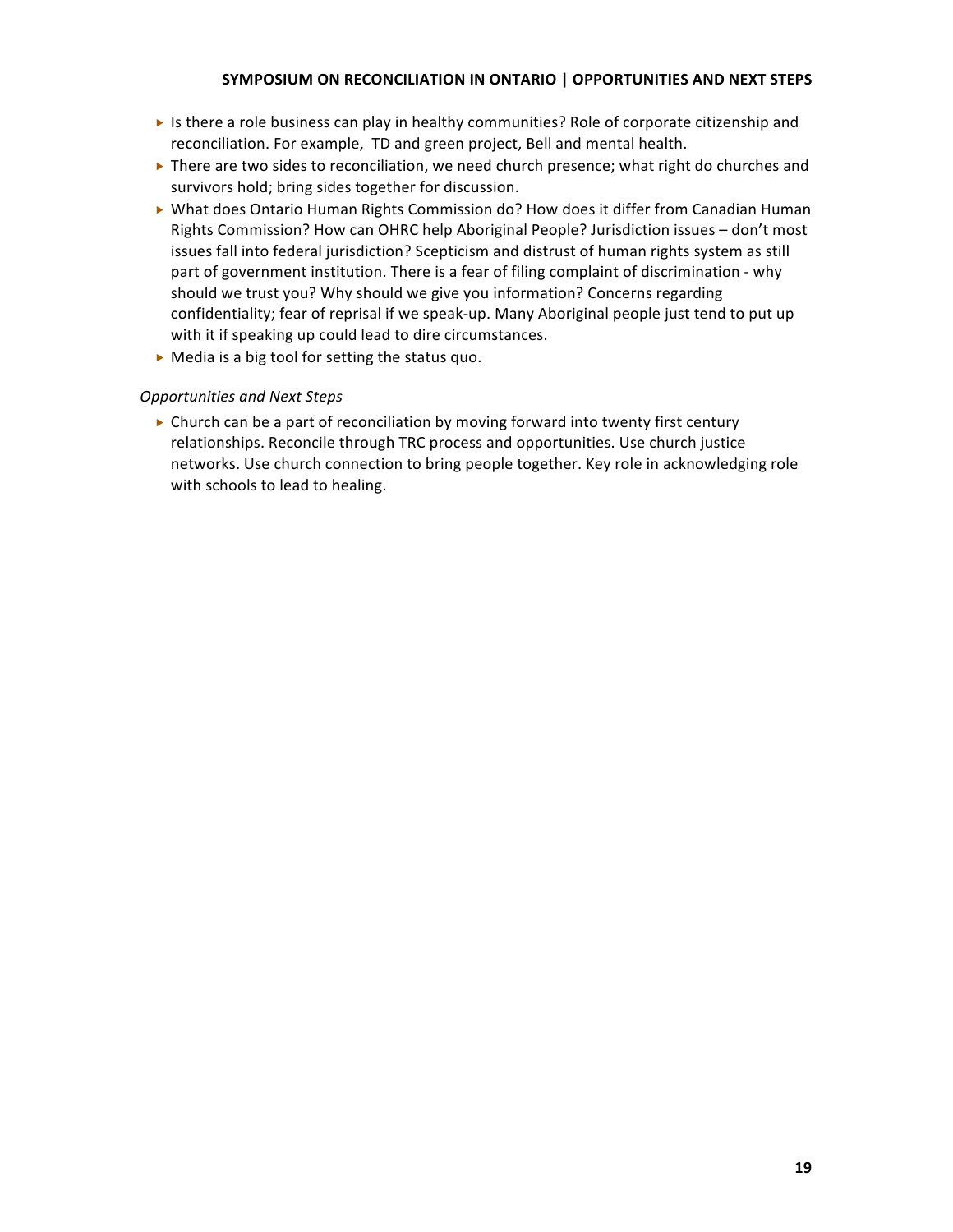- Is there a role business can play in healthy communities? Role of corporate citizenship and reconciliation. For example,  TD and green project, Bell and mental health.
- There are two sides to reconciliation, we need church presence; what right do churches and survivors hold; bring sides together for discussion.
- What does Ontario Human Rights Commission do? How does it differ from Canadian Human Rights Commission? How can OHRC help Aboriginal People? Jurisdiction issues – don't most issues fall into federal jurisdiction? Scepticism and distrust of human rights system as still part of government institution. There is a fear of filing complaint of discrimination - why should we trust you? Why should we give you information? Concerns regarding confidentiality; fear of reprisal if we speak-up. Many Aboriginal people just tend to put up with it if speaking up could lead to dire circumstances.
- Media is a big tool for setting the status quo.

*Opportunities and Next Steps*

- Church can be a part of reconciliation by moving forward into twenty first century relationships. Reconcile through TRC process and opportunities. Use church justice networks. Use church connection to bring people together. Key role in acknowledging role with schools to lead to healing.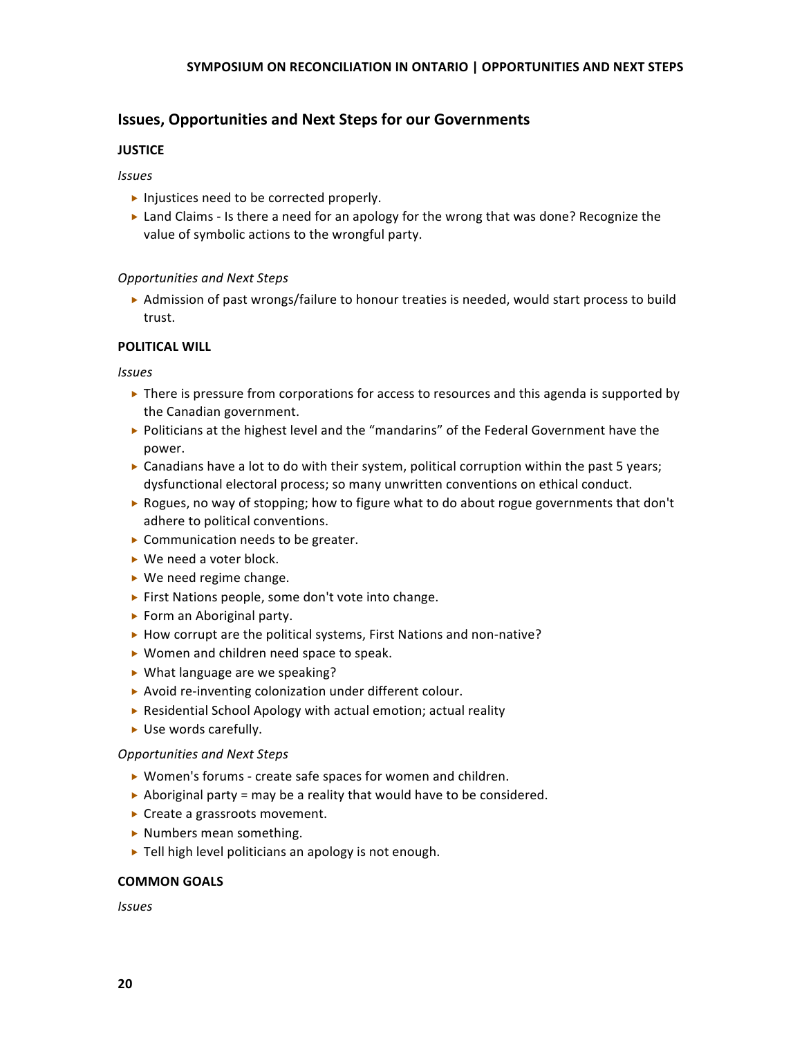## Issues, Opportunities and Next Steps for our Governments

### JUSTICE

*Issues*

- Injustices need to be corrected properly.
- Land Claims - Is there a need for an apology for the wrong that was done? Recognize the value of symbolic actions to the wrongful party.

*Opportunities and Next Steps*

- Admission of past wrongs/failure to honour treaties is needed, would start process to build trust.

### POLITICAL WILL

*Issues*

- There is pressure from corporations for access to resources and this agenda is supported by the Canadian government.
- Politicians at the highest level and the "mandarins" of the Federal Government have the power.
- Canadians have a lot to do with their system, political corruption within the past 5 years; dysfunctional electoral process; so many unwritten conventions on ethical conduct.
- Rogues, no way of stopping; how to figure what to do about rogue governments that don't adhere to political conventions.
- Communication needs to be greater.
- We need a voter block.
- We need regime change.
- First Nations people, some don't vote into change.
- Form an Aboriginal party.
- How corrupt are the political systems, First Nations and non-native?
- Women and children need space to speak.
- What language are we speaking?
- Avoid re-inventing colonization under different colour.
- Residential School Apology with actual emotion; actual reality
- Use words carefully.

*Opportunities and Next Steps*

- Women's forums - create safe spaces for women and children.
- Aboriginal party = may be a reality that would have to be considered.
- Create a grassroots movement.
- Numbers mean something.
- Tell high level politicians an apology is not enough.

### COMMON GOALS

*Issues*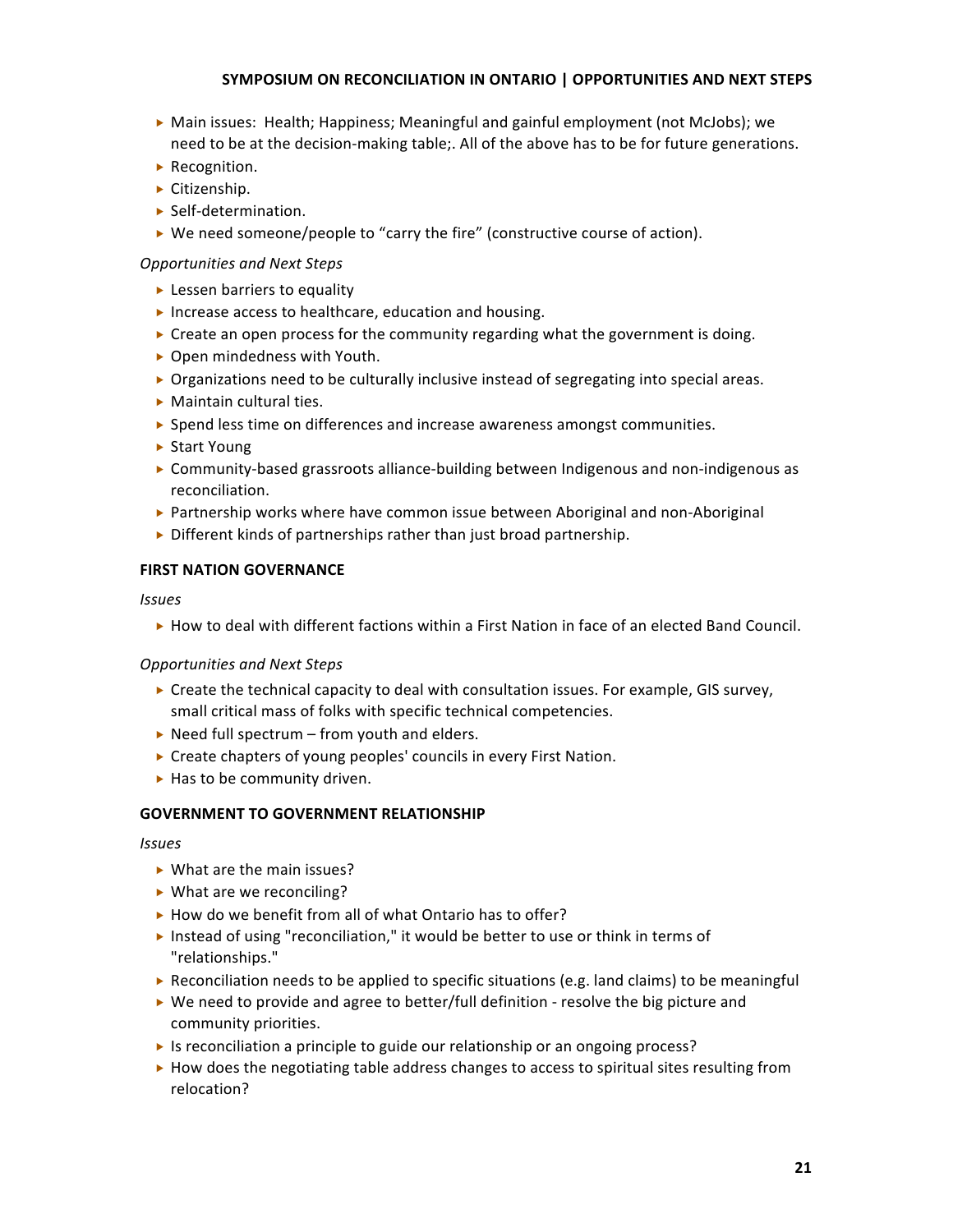- Main issues: Health; Happiness; Meaningful and gainful employment (not McJobs); we need to be at the decision-making table;. All of the above has to be for future generations.
- Recognition.
- Citizenship.
- Self-determination.
- We need someone/people to "carry the fire" (constructive course of action).

*Opportunities and Next Steps*

- Lessen barriers to equality
- Increase access to healthcare, education and housing.
- Create an open process for the community regarding what the government is doing.
- Open mindedness with Youth.
- Organizations need to be culturally inclusive instead of segregating into special areas.
- Maintain cultural ties.
- Spend less time on differences and increase awareness amongst communities.
- Start Young
- Community-based grassroots alliance-building between Indigenous and non-indigenous as reconciliation.
- Partnership works where have common issue between Aboriginal and non-Aboriginal
- Different kinds of partnerships rather than just broad partnership.

### FIRST NATION GOVERNANCE

*Issues*

- How to deal with different factions within a First Nation in face of an elected Band Council.

*Opportunities and Next Steps*

- Create the technical capacity to deal with consultation issues. For example, GIS survey, small critical mass of folks with specific technical competencies.
- Need full spectrum – from youth and elders.
- Create chapters of young peoples' councils in every First Nation.
- Has to be community driven.

### GOVERNMENT TO GOVERNMENT RELATIONSHIP

*Issues*

- What are the main issues?
- What are we reconciling?
- How do we benefit from all of what Ontario has to offer?
- Instead of using "reconciliation," it would be better to use or think in terms of "relationships."
- Reconciliation needs to be applied to specific situations (e.g. land claims) to be meaningful
- We need to provide and agree to better/full definition - resolve the big picture and community priorities.
- Is reconciliation a principle to guide our relationship or an ongoing process?
- How does the negotiating table address changes to access to spiritual sites resulting from relocation?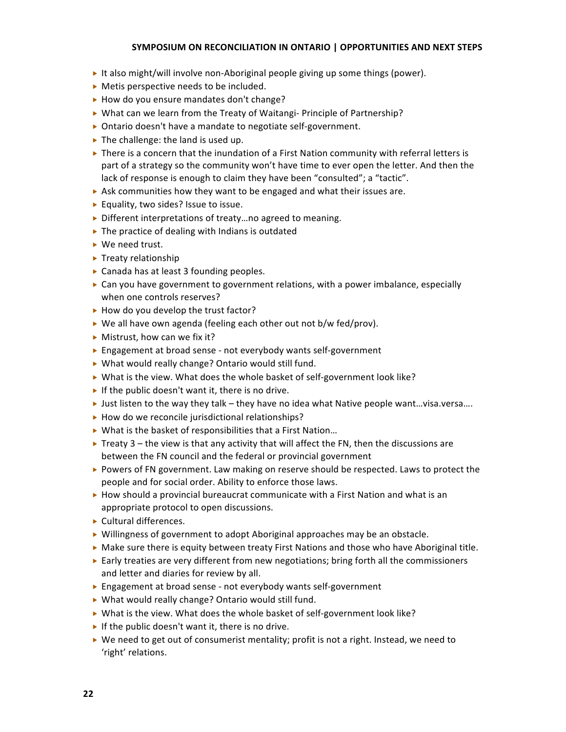- It also might/will involve non-Aboriginal people giving up some things (power).
- Metis perspective needs to be included.
- How do you ensure mandates don't change?
- What can we learn from the Treaty of Waitangi- Principle of Partnership?
- Ontario doesn't have a mandate to negotiate self-government.
- The challenge: the land is used up.
- There is a concern that the inundation of a First Nation community with referral letters is part of a strategy so the community won't have time to ever open the letter. And then the lack of response is enough to claim they have been "consulted"; a "tactic".
- Ask communities how they want to be engaged and what their issues are.
- Equality, two sides? Issue to issue.
- Different interpretations of treaty…no agreed to meaning.
- The practice of dealing with Indians is outdated
- We need trust.
- Treaty relationship
- Canada has at least 3 founding peoples.
- Can you have government to government relations, with a power imbalance, especially when one controls reserves?
- How do you develop the trust factor?
- We all have own agenda (feeling each other out not b/w fed/prov).
- Mistrust, how can we fix it?
- Engagement at broad sense - not everybody wants self-government
- What would really change? Ontario would still fund.
- What is the view. What does the whole basket of self-government look like?
- If the public doesn't want it, there is no drive.
- Just listen to the way they talk – they have no idea what Native people want…visa.versa….
- How do we reconcile jurisdictional relationships?
- What is the basket of responsibilities that a First Nation…
- Treaty 3 – the view is that any activity that will affect the FN, then the discussions are between the FN council and the federal or provincial government
- Powers of FN government. Law making on reserve should be respected. Laws to protect the people and for social order. Ability to enforce those laws.
- How should a provincial bureaucrat communicate with a First Nation and what is an appropriate protocol to open discussions.
- Cultural differences.
- Willingness of government to adopt Aboriginal approaches may be an obstacle.
- Make sure there is equity between treaty First Nations and those who have Aboriginal title.
- Early treaties are very different from new negotiations; bring forth all the commissioners and letter and diaries for review by all.
- Engagement at broad sense - not everybody wants self-government
- What would really change? Ontario would still fund.
- What is the view. What does the whole basket of self-government look like?
- If the public doesn't want it, there is no drive.
- We need to get out of consumerist mentality; profit is not a right. Instead, we need to 'right' relations.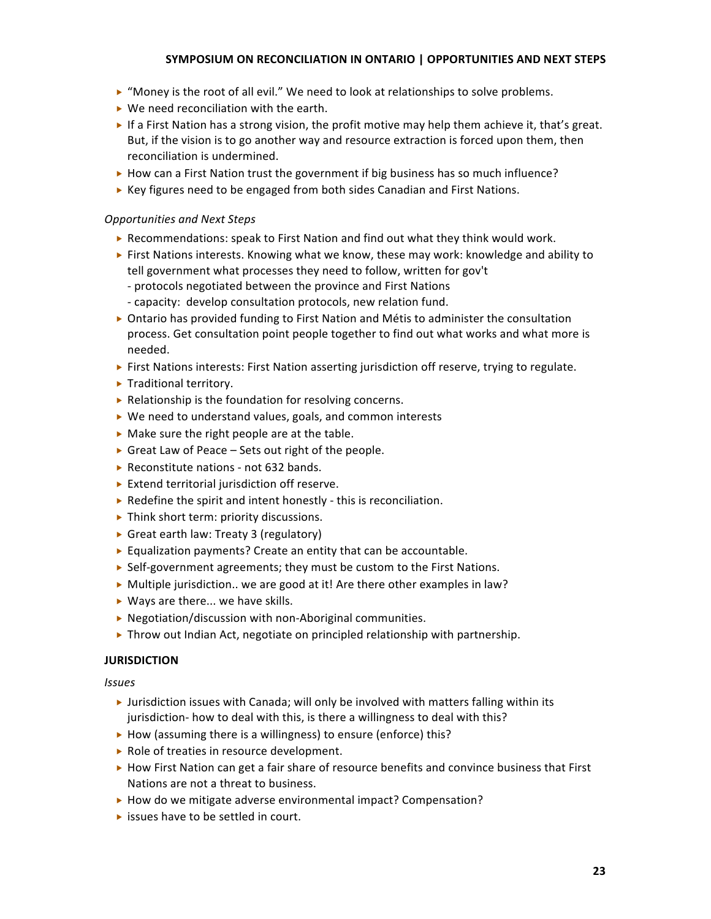- "Money is the root of all evil." We need to look at relationships to solve problems.
- We need reconciliation with the earth.
- If a First Nation has a strong vision, the profit motive may help them achieve it, that's great. But, if the vision is to go another way and resource extraction is forced upon them, then reconciliation is undermined.
- How can a First Nation trust the government if big business has so much influence?
- Key figures need to be engaged from both sides Canadian and First Nations.

*Opportunities and Next Steps*

- Recommendations: speak to First Nation and find out what they think would work.
- First Nations interests. Knowing what we know, these may work: knowledge and ability to tell government what processes they need to follow, written for gov't
  - protocols negotiated between the province and First Nations
  - capacity: develop consultation protocols, new relation fund.
- Ontario has provided funding to First Nation and Métis to administer the consultation process. Get consultation point people together to find out what works and what more is needed.
- First Nations interests: First Nation asserting jurisdiction off reserve, trying to regulate.
- Traditional territory.
- Relationship is the foundation for resolving concerns.
- We need to understand values, goals, and common interests
- Make sure the right people are at the table.
- Great Law of Peace – Sets out right of the people.
- Reconstitute nations - not 632 bands.
- Extend territorial jurisdiction off reserve.
- Redefine the spirit and intent honestly - this is reconciliation.
- Think short term: priority discussions.
- Great earth law: Treaty 3 (regulatory)
- Equalization payments? Create an entity that can be accountable.
- Self-government agreements; they must be custom to the First Nations.
- Multiple jurisdiction.. we are good at it! Are there other examples in law?
- Ways are there... we have skills.
- Negotiation/discussion with non-Aboriginal communities.
- Throw out Indian Act, negotiate on principled relationship with partnership.

**JURISDICTION**

*Issues*

- Jurisdiction issues with Canada; will only be involved with matters falling within its jurisdiction- how to deal with this, is there a willingness to deal with this?
- How (assuming there is a willingness) to ensure (enforce) this?
- Role of treaties in resource development.
- How First Nation can get a fair share of resource benefits and convince business that First Nations are not a threat to business.
- How do we mitigate adverse environmental impact? Compensation?
- issues have to be settled in court.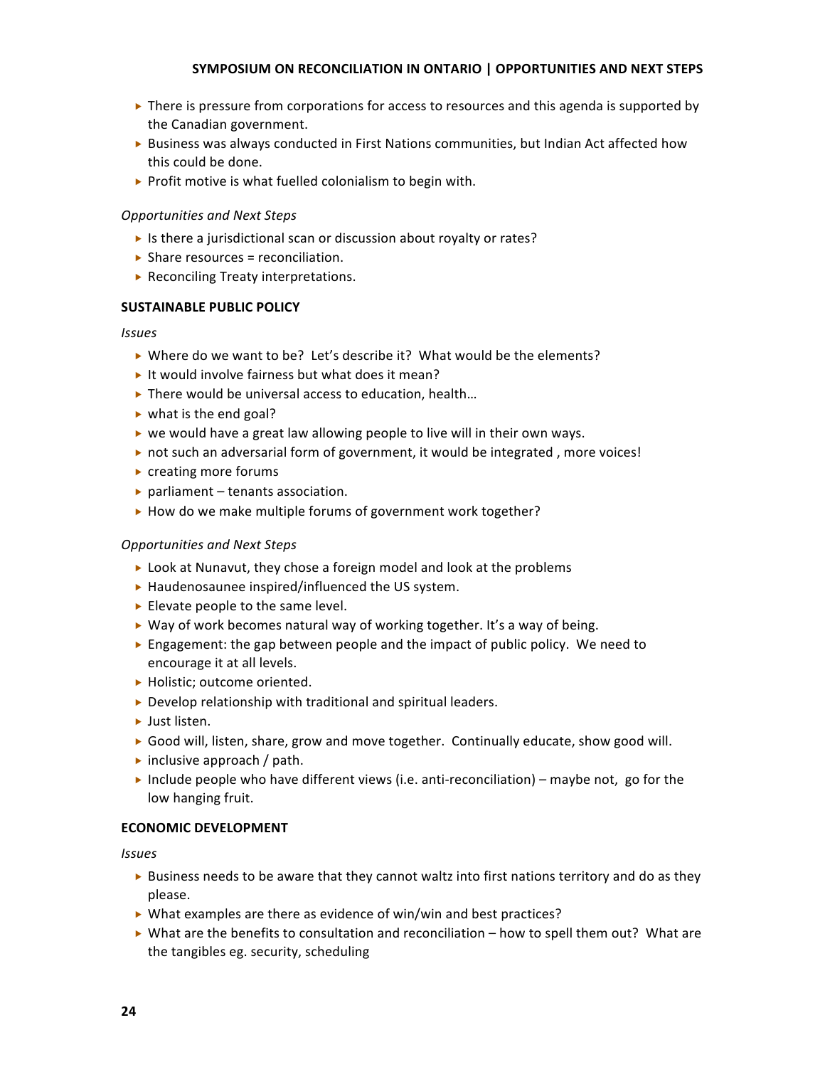- There is pressure from corporations for access to resources and this agenda is supported by the Canadian government.
- Business was always conducted in First Nations communities, but Indian Act affected how this could be done.
- Profit motive is what fuelled colonialism to begin with.

*Opportunities and Next Steps*

- Is there a jurisdictional scan or discussion about royalty or rates?
- Share resources = reconciliation.
- Reconciling Treaty interpretations.

**SUSTAINABLE PUBLIC POLICY**

*Issues*

- Where do we want to be? Let's describe it? What would be the elements?
- It would involve fairness but what does it mean?
- There would be universal access to education, health…
- what is the end goal?
- we would have a great law allowing people to live will in their own ways.
- not such an adversarial form of government, it would be integrated , more voices!
- creating more forums
- parliament – tenants association.
- How do we make multiple forums of government work together?

*Opportunities and Next Steps*

- Look at Nunavut, they chose a foreign model and look at the problems
- Haudenosaunee inspired/influenced the US system.
- Elevate people to the same level.
- Way of work becomes natural way of working together. It's a way of being.
- Engagement: the gap between people and the impact of public policy. We need to encourage it at all levels.
- Holistic; outcome oriented.
- Develop relationship with traditional and spiritual leaders.
- Just listen.
- Good will, listen, share, grow and move together. Continually educate, show good will.
- inclusive approach / path.
- Include people who have different views (i.e. anti-reconciliation) – maybe not, go for the low hanging fruit.

**ECONOMIC DEVELOPMENT**

*Issues*

- Business needs to be aware that they cannot waltz into first nations territory and do as they please.
- What examples are there as evidence of win/win and best practices?
- What are the benefits to consultation and reconciliation – how to spell them out? What are the tangibles eg. security, scheduling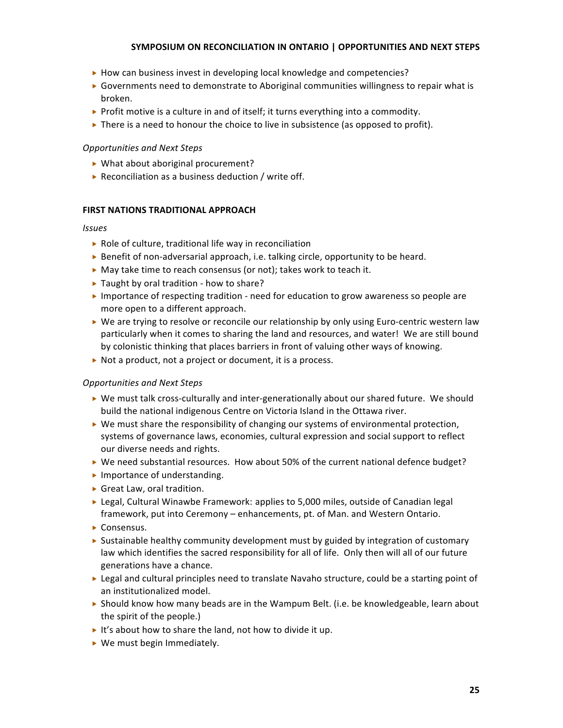- How can business invest in developing local knowledge and competencies?
- Governments need to demonstrate to Aboriginal communities willingness to repair what is broken.
- Profit motive is a culture in and of itself; it turns everything into a commodity.
- There is a need to honour the choice to live in subsistence (as opposed to profit).

*Opportunities and Next Steps*

- What about aboriginal procurement?
- Reconciliation as a business deduction / write off.

**FIRST NATIONS TRADITIONAL APPROACH**

*Issues*

- Role of culture, traditional life way in reconciliation
- Benefit of non-adversarial approach, i.e. talking circle, opportunity to be heard.
- May take time to reach consensus (or not); takes work to teach it.
- Taught by oral tradition - how to share?
- Importance of respecting tradition - need for education to grow awareness so people are more open to a different approach.
- We are trying to resolve or reconcile our relationship by only using Euro-centric western law particularly when it comes to sharing the land and resources, and water! We are still bound by colonistic thinking that places barriers in front of valuing other ways of knowing.
- Not a product, not a project or document, it is a process.

*Opportunities and Next Steps*

- We must talk cross-culturally and inter-generationally about our shared future. We should build the national indigenous Centre on Victoria Island in the Ottawa river.
- We must share the responsibility of changing our systems of environmental protection, systems of governance laws, economies, cultural expression and social support to reflect our diverse needs and rights.
- We need substantial resources. How about 50% of the current national defence budget?
- Importance of understanding.
- Great Law, oral tradition.
- Legal, Cultural Winawbe Framework: applies to 5,000 miles, outside of Canadian legal framework, put into Ceremony – enhancements, pt. of Man. and Western Ontario.
- Consensus.
- Sustainable healthy community development must by guided by integration of customary law which identifies the sacred responsibility for all of life. Only then will all of our future generations have a chance.
- Legal and cultural principles need to translate Navaho structure, could be a starting point of an institutionalized model.
- Should know how many beads are in the Wampum Belt. (i.e. be knowledgeable, learn about the spirit of the people.)
- It's about how to share the land, not how to divide it up.
- We must begin Immediately.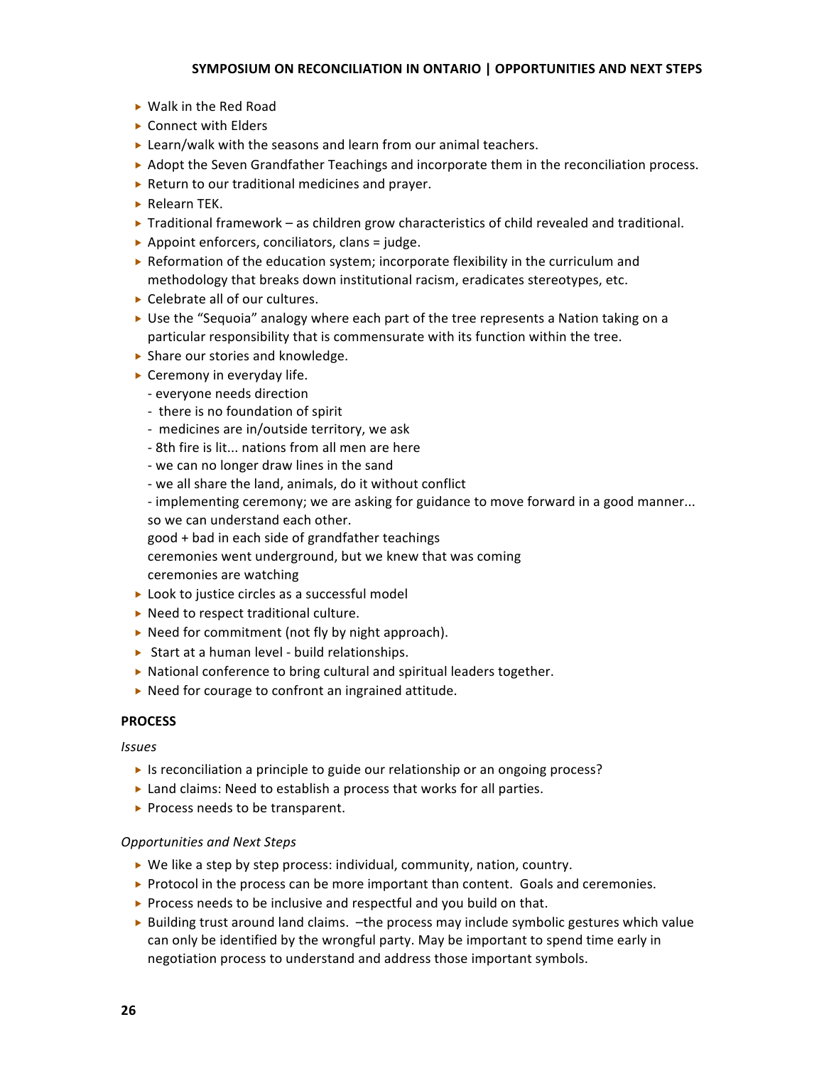- Walk in the Red Road
- Connect with Elders
- Learn/walk with the seasons and learn from our animal teachers.
- Adopt the Seven Grandfather Teachings and incorporate them in the reconciliation process.
- Return to our traditional medicines and prayer.
- Relearn TEK.
- Traditional framework – as children grow characteristics of child revealed and traditional.
- Appoint enforcers, conciliators, clans = judge.
- Reformation of the education system; incorporate flexibility in the curriculum and methodology that breaks down institutional racism, eradicates stereotypes, etc.
- Celebrate all of our cultures.
- Use the "Sequoia" analogy where each part of the tree represents a Nation taking on a particular responsibility that is commensurate with its function within the tree.
- Share our stories and knowledge.
- Ceremony in everyday life.
  - everyone needs direction
  - there is no foundation of spirit
  - medicines are in/outside territory, we ask
  - 8th fire is lit... nations from all men are here
  - we can no longer draw lines in the sand
  - we all share the land, animals, do it without conflict
  - implementing ceremony; we are asking for guidance to move forward in a good manner... so we can understand each other.

  good + bad in each side of grandfather teachings
  ceremonies went underground, but we knew that was coming
  ceremonies are watching
- Look to justice circles as a successful model
- Need to respect traditional culture.
- Need for commitment (not fly by night approach).
- Start at a human level - build relationships.
- National conference to bring cultural and spiritual leaders together.
- Need for courage to confront an ingrained attitude.

**PROCESS**

*Issues*

- Is reconciliation a principle to guide our relationship or an ongoing process?
- Land claims: Need to establish a process that works for all parties.
- Process needs to be transparent.

*Opportunities and Next Steps*

- We like a step by step process: individual, community, nation, country.
- Protocol in the process can be more important than content. Goals and ceremonies.
- Process needs to be inclusive and respectful and you build on that.
- Building trust around land claims. –the process may include symbolic gestures which value can only be identified by the wrongful party. May be important to spend time early in negotiation process to understand and address those important symbols.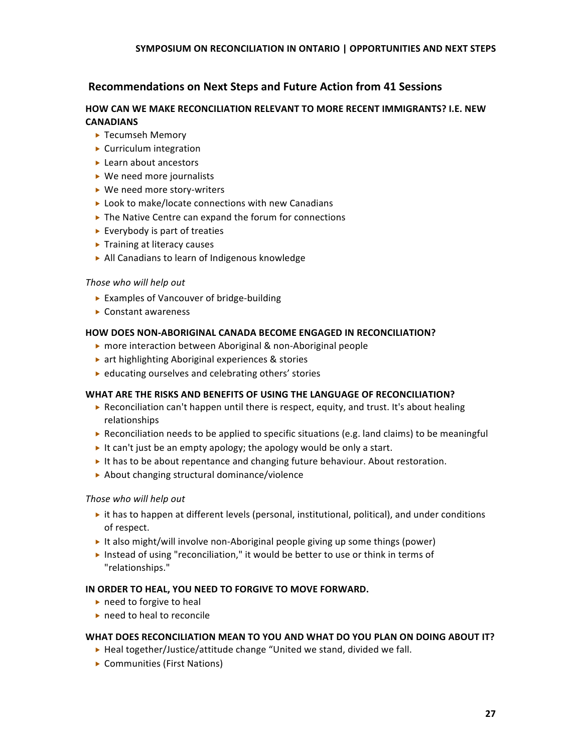## Recommendations on Next Steps and Future Action from 41 Sessions

### HOW CAN WE MAKE RECONCILIATION RELEVANT TO MORE RECENT IMMIGRANTS? I.E. NEW CANADIANS

- Tecumseh Memory
- Curriculum integration
- Learn about ancestors
- We need more journalists
- We need more story-writers
- Look to make/locate connections with new Canadians
- The Native Centre can expand the forum for connections
- Everybody is part of treaties
- Training at literacy causes
- All Canadians to learn of Indigenous knowledge

*Those who will help out*

- Examples of Vancouver of bridge-building
- Constant awareness

### HOW DOES NON-ABORIGINAL CANADA BECOME ENGAGED IN RECONCILIATION?

- more interaction between Aboriginal & non-Aboriginal people
- art highlighting Aboriginal experiences & stories
- educating ourselves and celebrating others' stories

### WHAT ARE THE RISKS AND BENEFITS OF USING THE LANGUAGE OF RECONCILIATION?

- Reconciliation can't happen until there is respect, equity, and trust. It's about healing relationships
- Reconciliation needs to be applied to specific situations (e.g. land claims) to be meaningful
- It can't just be an empty apology; the apology would be only a start.
- It has to be about repentance and changing future behaviour. About restoration.
- About changing structural dominance/violence

*Those who will help out*

- it has to happen at different levels (personal, institutional, political), and under conditions of respect.
- It also might/will involve non-Aboriginal people giving up some things (power)
- Instead of using "reconciliation," it would be better to use or think in terms of "relationships."

### IN ORDER TO HEAL, YOU NEED TO FORGIVE TO MOVE FORWARD.

- need to forgive to heal
- need to heal to reconcile

### WHAT DOES RECONCILIATION MEAN TO YOU AND WHAT DO YOU PLAN ON DOING ABOUT IT?

- Heal together/Justice/attitude change "United we stand, divided we fall.
- Communities (First Nations)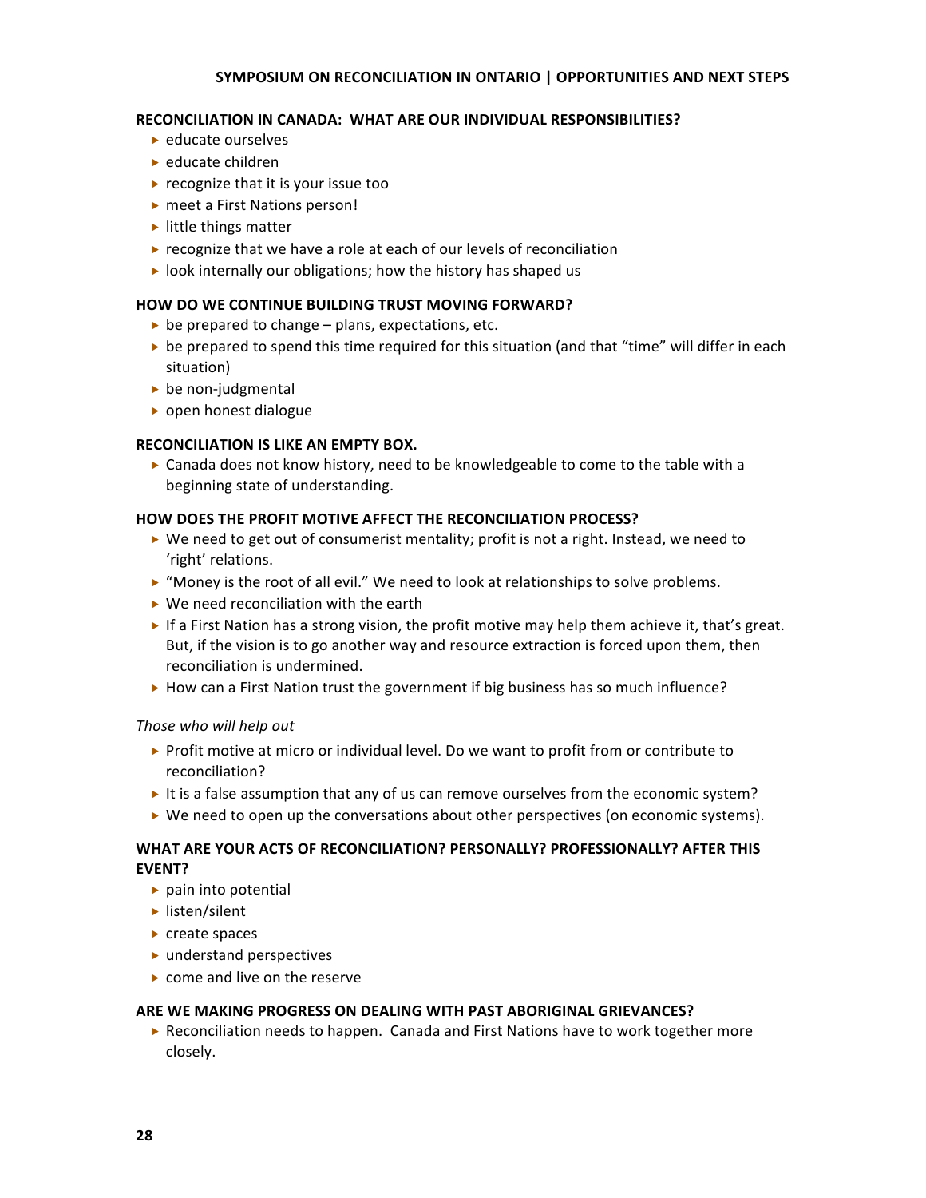### RECONCILIATION IN CANADA: WHAT ARE OUR INDIVIDUAL RESPONSIBILITIES?

- educate ourselves
- educate children
- recognize that it is your issue too
- meet a First Nations person!
- little things matter
- recognize that we have a role at each of our levels of reconciliation
- look internally our obligations; how the history has shaped us

### HOW DO WE CONTINUE BUILDING TRUST MOVING FORWARD?

- be prepared to change – plans, expectations, etc.
- be prepared to spend this time required for this situation (and that "time" will differ in each situation)
- be non-judgmental
- open honest dialogue

### RECONCILIATION IS LIKE AN EMPTY BOX.

- Canada does not know history, need to be knowledgeable to come to the table with a beginning state of understanding.

### HOW DOES THE PROFIT MOTIVE AFFECT THE RECONCILIATION PROCESS?

- We need to get out of consumerist mentality; profit is not a right. Instead, we need to 'right' relations.
- "Money is the root of all evil." We need to look at relationships to solve problems.
- We need reconciliation with the earth
- If a First Nation has a strong vision, the profit motive may help them achieve it, that's great. But, if the vision is to go another way and resource extraction is forced upon them, then reconciliation is undermined.
- How can a First Nation trust the government if big business has so much influence?

*Those who will help out*

- Profit motive at micro or individual level. Do we want to profit from or contribute to reconciliation?
- It is a false assumption that any of us can remove ourselves from the economic system?
- We need to open up the conversations about other perspectives (on economic systems).

### WHAT ARE YOUR ACTS OF RECONCILIATION? PERSONALLY? PROFESSIONALLY? AFTER THIS EVENT?

- pain into potential
- listen/silent
- create spaces
- understand perspectives
- come and live on the reserve

### ARE WE MAKING PROGRESS ON DEALING WITH PAST ABORIGINAL GRIEVANCES?

- Reconciliation needs to happen. Canada and First Nations have to work together more closely.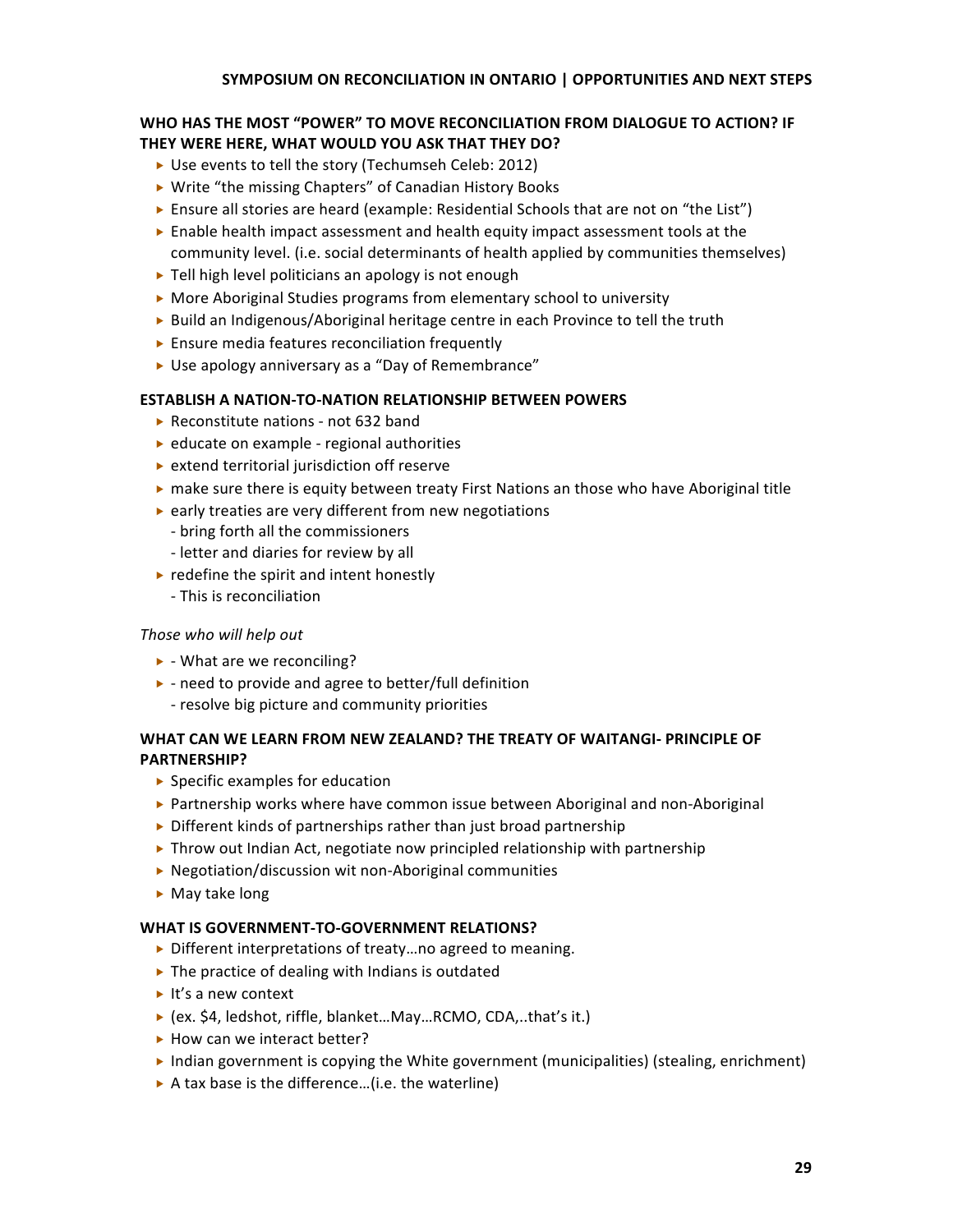### WHO HAS THE MOST "POWER" TO MOVE RECONCILIATION FROM DIALOGUE TO ACTION? IF THEY WERE HERE, WHAT WOULD YOU ASK THAT THEY DO?

- Use events to tell the story (Techumseh Celeb: 2012)
- Write "the missing Chapters" of Canadian History Books
- Ensure all stories are heard (example: Residential Schools that are not on "the List")
- Enable health impact assessment and health equity impact assessment tools at the community level. (i.e. social determinants of health applied by communities themselves)
- Tell high level politicians an apology is not enough
- More Aboriginal Studies programs from elementary school to university
- Build an Indigenous/Aboriginal heritage centre in each Province to tell the truth
- Ensure media features reconciliation frequently
- Use apology anniversary as a "Day of Remembrance"

### ESTABLISH A NATION-TO-NATION RELATIONSHIP BETWEEN POWERS

- Reconstitute nations - not 632 band
- educate on example - regional authorities
- extend territorial jurisdiction off reserve
- make sure there is equity between treaty First Nations an those who have Aboriginal title
- early treaties are very different from new negotiations
  - bring forth all the commissioners
  - letter and diaries for review by all
- redefine the spirit and intent honestly
  - This is reconciliation

*Those who will help out*

- \- What are we reconciling?
- \- need to provide and agree to better/full definition
  - resolve big picture and community priorities

### WHAT CAN WE LEARN FROM NEW ZEALAND? THE TREATY OF WAITANGI- PRINCIPLE OF PARTNERSHIP?

- Specific examples for education
- Partnership works where have common issue between Aboriginal and non-Aboriginal
- Different kinds of partnerships rather than just broad partnership
- Throw out Indian Act, negotiate now principled relationship with partnership
- Negotiation/discussion wit non-Aboriginal communities
- May take long

### WHAT IS GOVERNMENT-TO-GOVERNMENT RELATIONS?

- Different interpretations of treaty…no agreed to meaning.
- The practice of dealing with Indians is outdated
- It's a new context
- (ex. $4, ledshot, riffle, blanket…May…RCMO, CDA,..that's it.)
- How can we interact better?
- Indian government is copying the White government (municipalities) (stealing, enrichment)
- A tax base is the difference…(i.e. the waterline)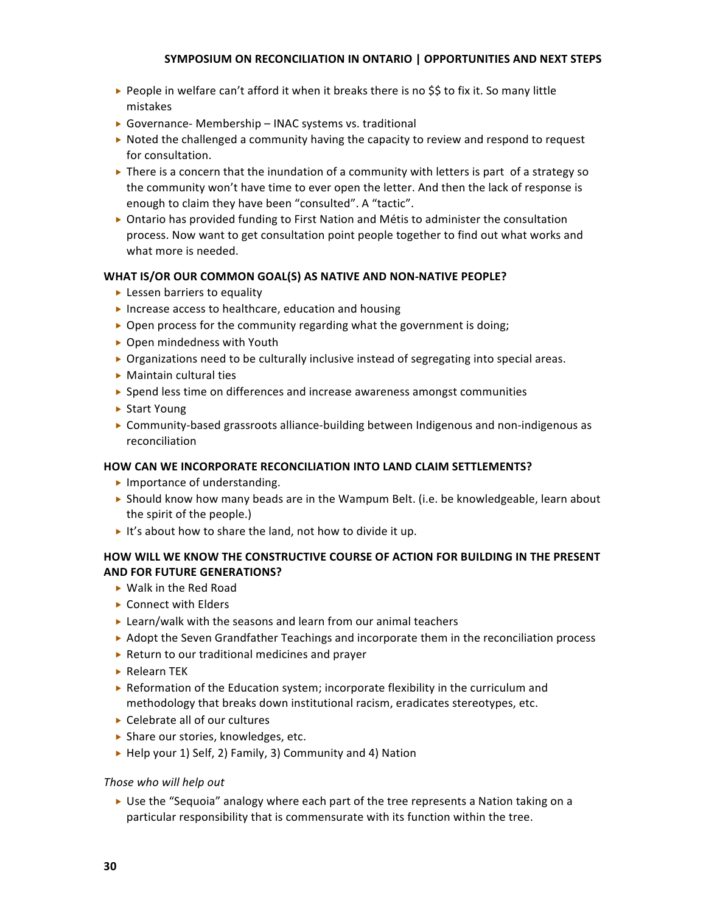- People in welfare can't afford it when it breaks there is no $$ to fix it. So many little mistakes
- Governance- Membership – INAC systems vs. traditional
- Noted the challenged a community having the capacity to review and respond to request for consultation.
- There is a concern that the inundation of a community with letters is part of a strategy so the community won't have time to ever open the letter. And then the lack of response is enough to claim they have been "consulted". A "tactic".
- Ontario has provided funding to First Nation and Métis to administer the consultation process. Now want to get consultation point people together to find out what works and what more is needed.

**WHAT IS/OR OUR COMMON GOAL(S) AS NATIVE AND NON-NATIVE PEOPLE?**

- Lessen barriers to equality
- Increase access to healthcare, education and housing
- Open process for the community regarding what the government is doing;
- Open mindedness with Youth
- Organizations need to be culturally inclusive instead of segregating into special areas.
- Maintain cultural ties
- Spend less time on differences and increase awareness amongst communities
- Start Young
- Community-based grassroots alliance-building between Indigenous and non-indigenous as reconciliation

**HOW CAN WE INCORPORATE RECONCILIATION INTO LAND CLAIM SETTLEMENTS?**

- Importance of understanding.
- Should know how many beads are in the Wampum Belt. (i.e. be knowledgeable, learn about the spirit of the people.)
- It's about how to share the land, not how to divide it up.

**HOW WILL WE KNOW THE CONSTRUCTIVE COURSE OF ACTION FOR BUILDING IN THE PRESENT AND FOR FUTURE GENERATIONS?**

- Walk in the Red Road
- Connect with Elders
- Learn/walk with the seasons and learn from our animal teachers
- Adopt the Seven Grandfather Teachings and incorporate them in the reconciliation process
- Return to our traditional medicines and prayer
- Relearn TEK
- Reformation of the Education system; incorporate flexibility in the curriculum and methodology that breaks down institutional racism, eradicates stereotypes, etc.
- Celebrate all of our cultures
- Share our stories, knowledges, etc.
- Help your 1) Self, 2) Family, 3) Community and 4) Nation

*Those who will help out*

- Use the "Sequoia" analogy where each part of the tree represents a Nation taking on a particular responsibility that is commensurate with its function within the tree.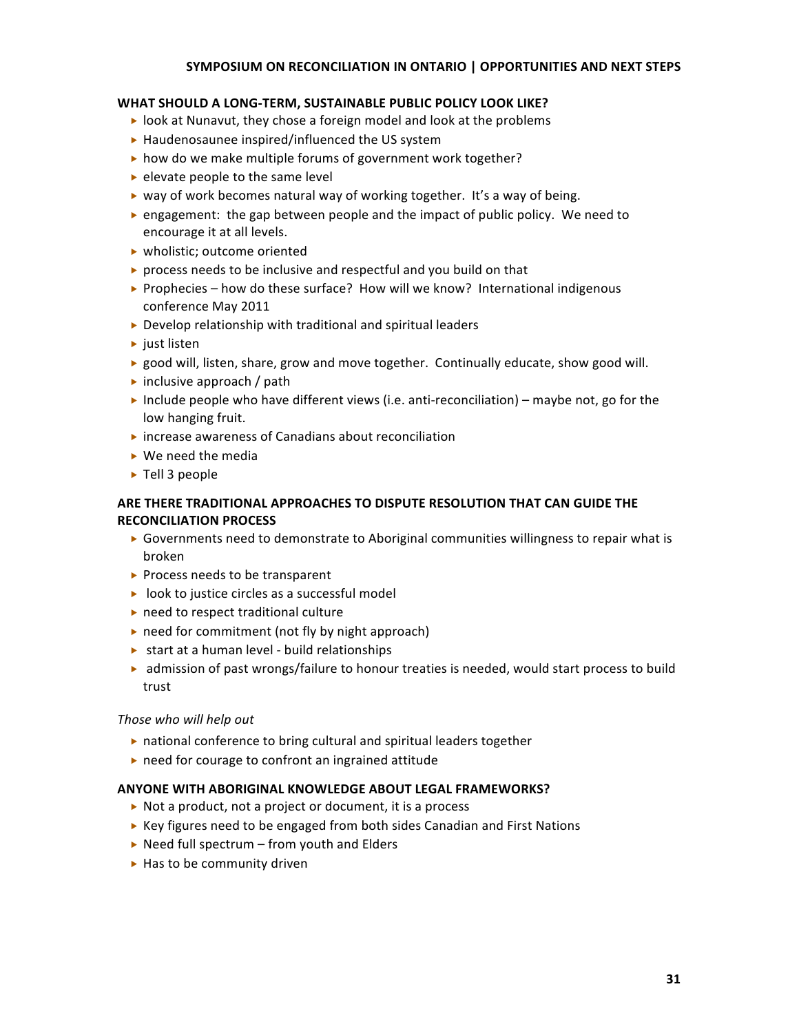### WHAT SHOULD A LONG-TERM, SUSTAINABLE PUBLIC POLICY LOOK LIKE?

- look at Nunavut, they chose a foreign model and look at the problems
- Haudenosaunee inspired/influenced the US system
- how do we make multiple forums of government work together?
- elevate people to the same level
- way of work becomes natural way of working together. It's a way of being.
- engagement: the gap between people and the impact of public policy. We need to encourage it at all levels.
- wholistic; outcome oriented
- process needs to be inclusive and respectful and you build on that
- Prophecies – how do these surface? How will we know? International indigenous conference May 2011
- Develop relationship with traditional and spiritual leaders
- just listen
- good will, listen, share, grow and move together. Continually educate, show good will.
- inclusive approach / path
- Include people who have different views (i.e. anti-reconciliation) – maybe not, go for the low hanging fruit.
- increase awareness of Canadians about reconciliation
- We need the media
- Tell 3 people

### ARE THERE TRADITIONAL APPROACHES TO DISPUTE RESOLUTION THAT CAN GUIDE THE RECONCILIATION PROCESS

- Governments need to demonstrate to Aboriginal communities willingness to repair what is broken
- Process needs to be transparent
- look to justice circles as a successful model
- need to respect traditional culture
- need for commitment (not fly by night approach)
- start at a human level - build relationships
- admission of past wrongs/failure to honour treaties is needed, would start process to build trust

*Those who will help out*

- national conference to bring cultural and spiritual leaders together
- need for courage to confront an ingrained attitude

### ANYONE WITH ABORIGINAL KNOWLEDGE ABOUT LEGAL FRAMEWORKS?

- Not a product, not a project or document, it is a process
- Key figures need to be engaged from both sides Canadian and First Nations
- Need full spectrum – from youth and Elders
- Has to be community driven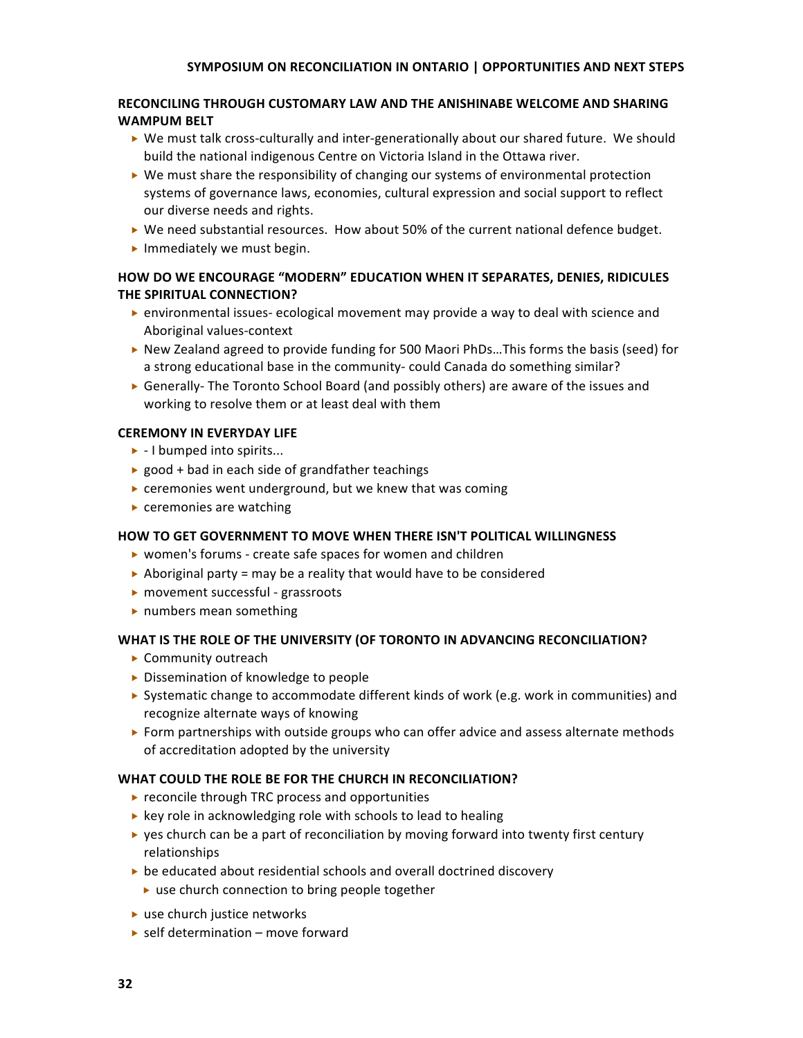### RECONCILING THROUGH CUSTOMARY LAW AND THE ANISHINABE WELCOME AND SHARING WAMPUM BELT

- We must talk cross-culturally and inter-generationally about our shared future. We should build the national indigenous Centre on Victoria Island in the Ottawa river.
- We must share the responsibility of changing our systems of environmental protection systems of governance laws, economies, cultural expression and social support to reflect our diverse needs and rights.
- We need substantial resources. How about 50% of the current national defence budget.
- Immediately we must begin.

### HOW DO WE ENCOURAGE "MODERN" EDUCATION WHEN IT SEPARATES, DENIES, RIDICULES THE SPIRITUAL CONNECTION?

- environmental issues- ecological movement may provide a way to deal with science and Aboriginal values-context
- New Zealand agreed to provide funding for 500 Maori PhDs…This forms the basis (seed) for a strong educational base in the community- could Canada do something similar?
- Generally- The Toronto School Board (and possibly others) are aware of the issues and working to resolve them or at least deal with them

### CEREMONY IN EVERYDAY LIFE

- - I bumped into spirits...
- good + bad in each side of grandfather teachings
- ceremonies went underground, but we knew that was coming
- ceremonies are watching

### HOW TO GET GOVERNMENT TO MOVE WHEN THERE ISN'T POLITICAL WILLINGNESS

- women's forums - create safe spaces for women and children
- Aboriginal party = may be a reality that would have to be considered
- movement successful - grassroots
- numbers mean something

### WHAT IS THE ROLE OF THE UNIVERSITY (OF TORONTO IN ADVANCING RECONCILIATION?

- Community outreach
- Dissemination of knowledge to people
- Systematic change to accommodate different kinds of work (e.g. work in communities) and recognize alternate ways of knowing
- Form partnerships with outside groups who can offer advice and assess alternate methods of accreditation adopted by the university

### WHAT COULD THE ROLE BE FOR THE CHURCH IN RECONCILIATION?

- reconcile through TRC process and opportunities
- key role in acknowledging role with schools to lead to healing
- yes church can be a part of reconciliation by moving forward into twenty first century relationships
- be educated about residential schools and overall doctrined discovery
  - use church connection to bring people together
- use church justice networks
- self determination – move forward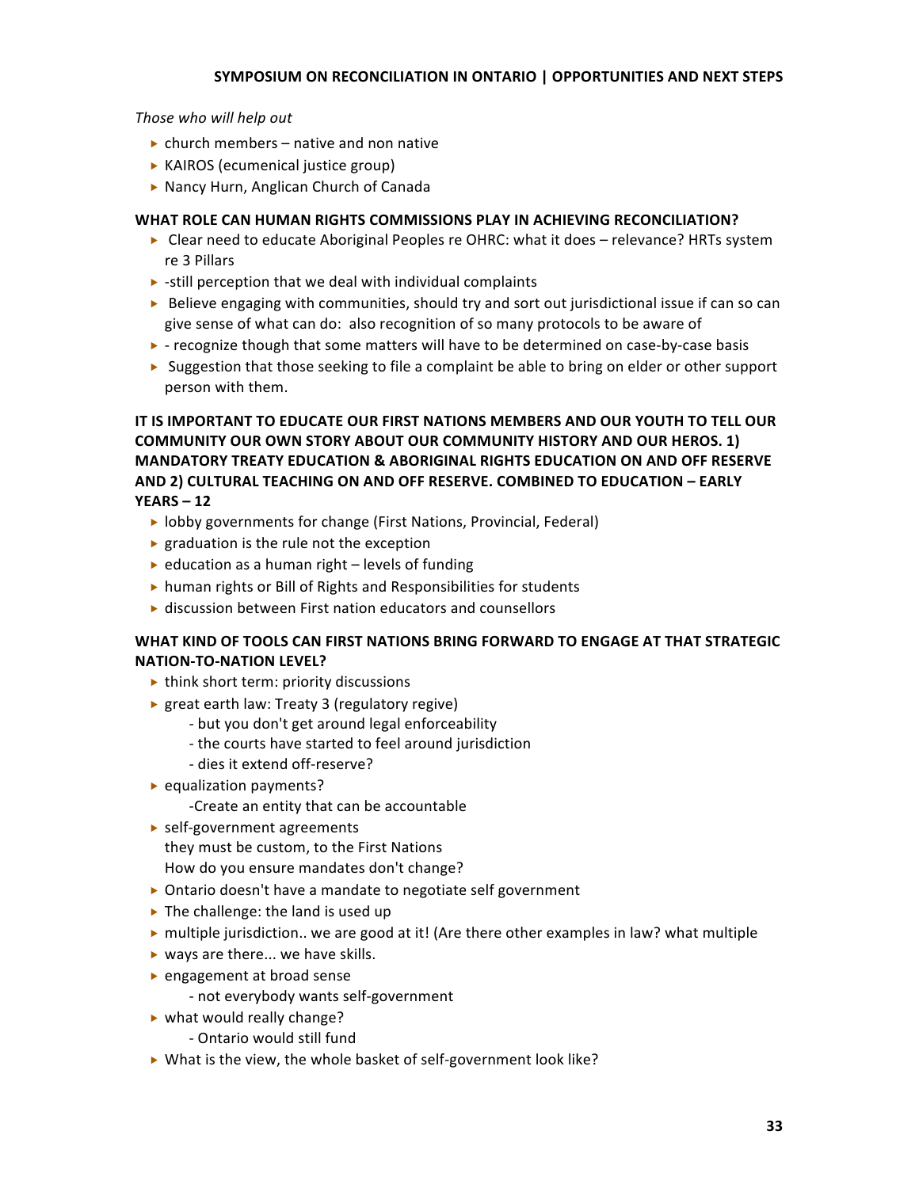*Those who will help out*

- church members – native and non native
- KAIROS (ecumenical justice group)
- Nancy Hurn, Anglican Church of Canada

**WHAT ROLE CAN HUMAN RIGHTS COMMISSIONS PLAY IN ACHIEVING RECONCILIATION?**

- Clear need to educate Aboriginal Peoples re OHRC: what it does – relevance? HRTs system re 3 Pillars
- -still perception that we deal with individual complaints
- Believe engaging with communities, should try and sort out jurisdictional issue if can so can give sense of what can do: also recognition of so many protocols to be aware of
- - recognize though that some matters will have to be determined on case-by-case basis
- Suggestion that those seeking to file a complaint be able to bring on elder or other support person with them.

**IT IS IMPORTANT TO EDUCATE OUR FIRST NATIONS MEMBERS AND OUR YOUTH TO TELL OUR COMMUNITY OUR OWN STORY ABOUT OUR COMMUNITY HISTORY AND OUR HEROS. 1) MANDATORY TREATY EDUCATION & ABORIGINAL RIGHTS EDUCATION ON AND OFF RESERVE AND 2) CULTURAL TEACHING ON AND OFF RESERVE. COMBINED TO EDUCATION – EARLY YEARS – 12**

- lobby governments for change (First Nations, Provincial, Federal)
- graduation is the rule not the exception
- education as a human right – levels of funding
- human rights or Bill of Rights and Responsibilities for students
- discussion between First nation educators and counsellors

**WHAT KIND OF TOOLS CAN FIRST NATIONS BRING FORWARD TO ENGAGE AT THAT STRATEGIC NATION-TO-NATION LEVEL?**

- think short term: priority discussions
- great earth law: Treaty 3 (regulatory regive)
  - but you don't get around legal enforceability
  - the courts have started to feel around jurisdiction
  - dies it extend off-reserve?
- equalization payments?
  - Create an entity that can be accountable
- self-government agreements
  they must be custom, to the First Nations
  How do you ensure mandates don't change?
- Ontario doesn't have a mandate to negotiate self government
- The challenge: the land is used up
- multiple jurisdiction.. we are good at it! (Are there other examples in law? what multiple
- ways are there... we have skills.
- engagement at broad sense
  - not everybody wants self-government
- what would really change?
  - Ontario would still fund
- What is the view, the whole basket of self-government look like?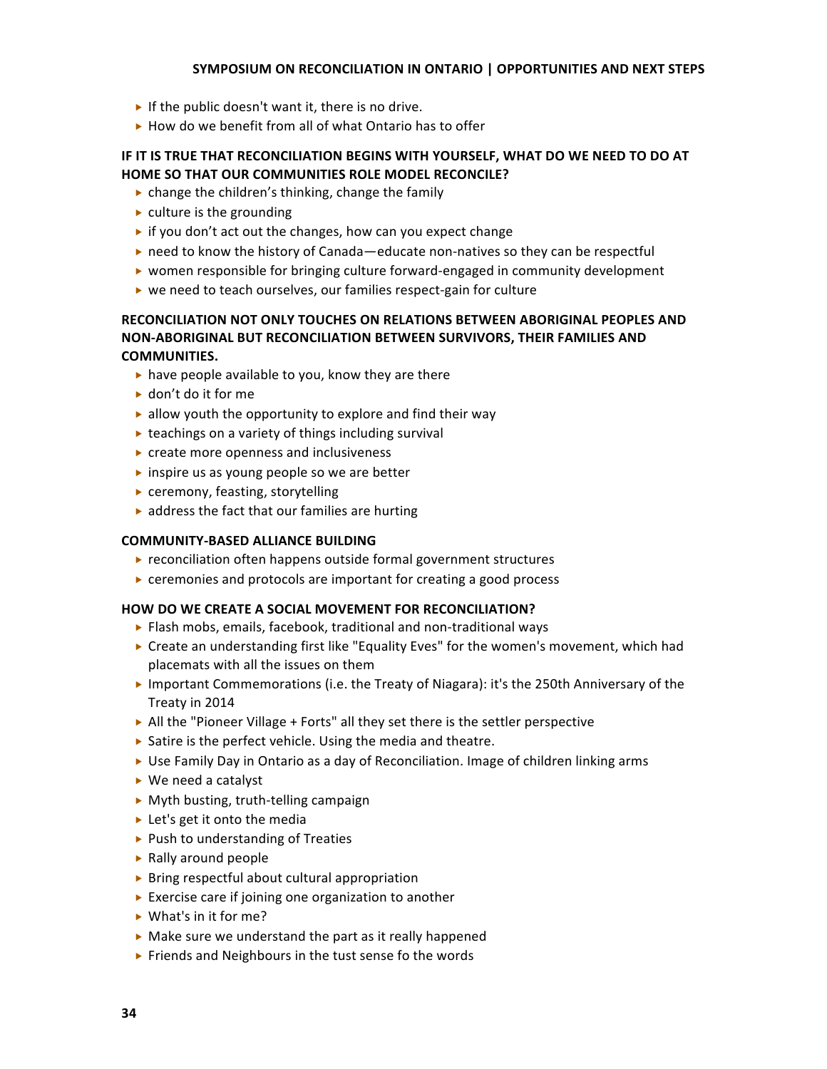- If the public doesn't want it, there is no drive.
- How do we benefit from all of what Ontario has to offer

### IF IT IS TRUE THAT RECONCILIATION BEGINS WITH YOURSELF, WHAT DO WE NEED TO DO AT HOME SO THAT OUR COMMUNITIES ROLE MODEL RECONCILE?

- change the children's thinking, change the family
- culture is the grounding
- if you don't act out the changes, how can you expect change
- need to know the history of Canada—educate non-natives so they can be respectful
- women responsible for bringing culture forward-engaged in community development
- we need to teach ourselves, our families respect-gain for culture

### RECONCILIATION NOT ONLY TOUCHES ON RELATIONS BETWEEN ABORIGINAL PEOPLES AND NON-ABORIGINAL BUT RECONCILIATION BETWEEN SURVIVORS, THEIR FAMILIES AND COMMUNITIES.

- have people available to you, know they are there
- don't do it for me
- allow youth the opportunity to explore and find their way
- teachings on a variety of things including survival
- create more openness and inclusiveness
- inspire us as young people so we are better
- ceremony, feasting, storytelling
- address the fact that our families are hurting

### COMMUNITY-BASED ALLIANCE BUILDING

- reconciliation often happens outside formal government structures
- ceremonies and protocols are important for creating a good process

### HOW DO WE CREATE A SOCIAL MOVEMENT FOR RECONCILIATION?

- Flash mobs, emails, facebook, traditional and non-traditional ways
- Create an understanding first like "Equality Eves" for the women's movement, which had placemats with all the issues on them
- Important Commemorations (i.e. the Treaty of Niagara): it's the 250th Anniversary of the Treaty in 2014
- All the "Pioneer Village + Forts" all they set there is the settler perspective
- Satire is the perfect vehicle. Using the media and theatre.
- Use Family Day in Ontario as a day of Reconciliation. Image of children linking arms
- We need a catalyst
- Myth busting, truth-telling campaign
- Let's get it onto the media
- Push to understanding of Treaties
- Rally around people
- Bring respectful about cultural appropriation
- Exercise care if joining one organization to another
- What's in it for me?
- Make sure we understand the part as it really happened
- Friends and Neighbours in the tust sense fo the words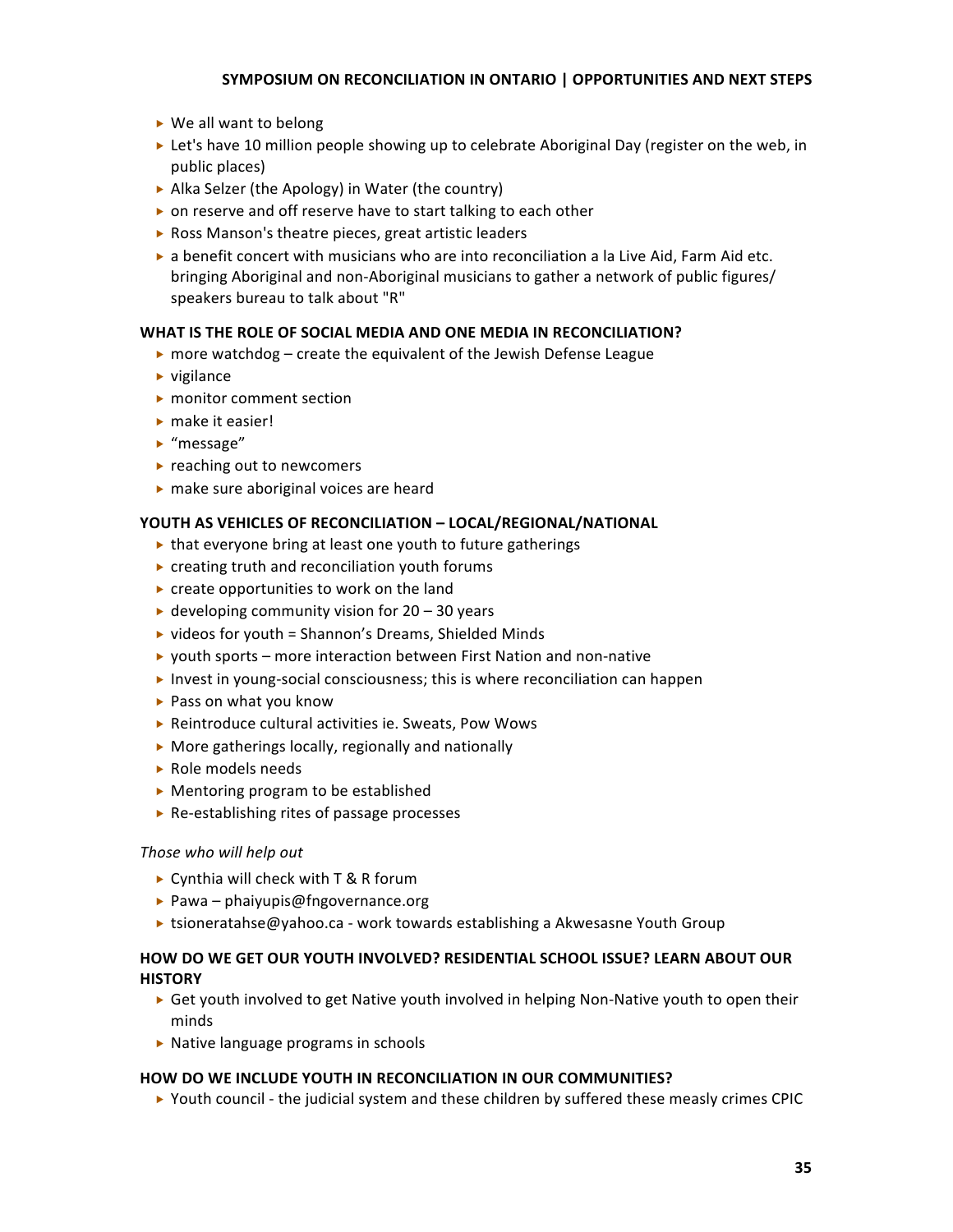- We all want to belong
- Let's have 10 million people showing up to celebrate Aboriginal Day (register on the web, in public places)
- Alka Selzer (the Apology) in Water (the country)
- on reserve and off reserve have to start talking to each other
- Ross Manson's theatre pieces, great artistic leaders
- a benefit concert with musicians who are into reconciliation a la Live Aid, Farm Aid etc. bringing Aboriginal and non-Aboriginal musicians to gather a network of public figures/ speakers bureau to talk about "R"

#### WHAT IS THE ROLE OF SOCIAL MEDIA AND ONE MEDIA IN RECONCILIATION?

- more watchdog – create the equivalent of the Jewish Defense League
- vigilance
- monitor comment section
- make it easier!
- "message"
- reaching out to newcomers
- make sure aboriginal voices are heard

#### YOUTH AS VEHICLES OF RECONCILIATION – LOCAL/REGIONAL/NATIONAL

- that everyone bring at least one youth to future gatherings
- creating truth and reconciliation youth forums
- create opportunities to work on the land
- developing community vision for 20 – 30 years
- videos for youth = Shannon's Dreams, Shielded Minds
- youth sports – more interaction between First Nation and non-native
- Invest in young-social consciousness; this is where reconciliation can happen
- Pass on what you know
- Reintroduce cultural activities ie. Sweats, Pow Wows
- More gatherings locally, regionally and nationally
- Role models needs
- Mentoring program to be established
- Re-establishing rites of passage processes

*Those who will help out*

- Cynthia will check with T & R forum
- Pawa – phaiyupis@fngovernance.org
- tsioneratahse@yahoo.ca - work towards establishing a Akwesasne Youth Group

#### HOW DO WE GET OUR YOUTH INVOLVED? RESIDENTIAL SCHOOL ISSUE? LEARN ABOUT OUR HISTORY

- Get youth involved to get Native youth involved in helping Non-Native youth to open their minds
- Native language programs in schools

#### HOW DO WE INCLUDE YOUTH IN RECONCILIATION IN OUR COMMUNITIES?

- Youth council - the judicial system and these children by suffered these measly crimes CPIC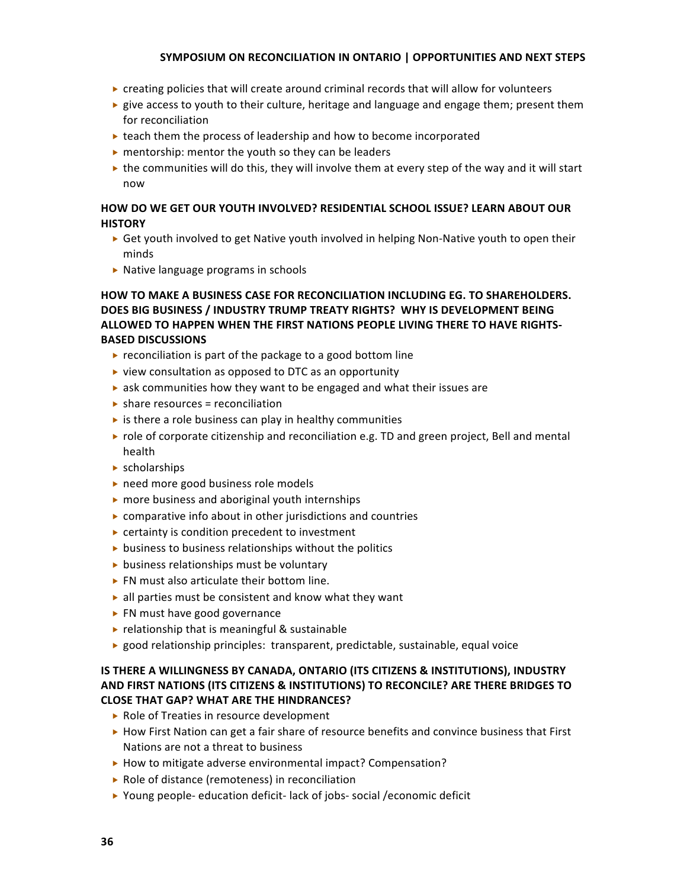- creating policies that will create around criminal records that will allow for volunteers
- give access to youth to their culture, heritage and language and engage them; present them for reconciliation
- teach them the process of leadership and how to become incorporated
- mentorship: mentor the youth so they can be leaders
- the communities will do this, they will involve them at every step of the way and it will start now

**HOW DO WE GET OUR YOUTH INVOLVED? RESIDENTIAL SCHOOL ISSUE? LEARN ABOUT OUR HISTORY**

- Get youth involved to get Native youth involved in helping Non-Native youth to open their minds
- Native language programs in schools

**HOW TO MAKE A BUSINESS CASE FOR RECONCILIATION INCLUDING EG. TO SHAREHOLDERS. DOES BIG BUSINESS / INDUSTRY TRUMP TREATY RIGHTS? WHY IS DEVELOPMENT BEING ALLOWED TO HAPPEN WHEN THE FIRST NATIONS PEOPLE LIVING THERE TO HAVE RIGHTS-BASED DISCUSSIONS**

- reconciliation is part of the package to a good bottom line
- view consultation as opposed to DTC as an opportunity
- ask communities how they want to be engaged and what their issues are
- share resources = reconciliation
- is there a role business can play in healthy communities
- role of corporate citizenship and reconciliation e.g. TD and green project, Bell and mental health
- scholarships
- need more good business role models
- more business and aboriginal youth internships
- comparative info about in other jurisdictions and countries
- certainty is condition precedent to investment
- business to business relationships without the politics
- business relationships must be voluntary
- FN must also articulate their bottom line.
- all parties must be consistent and know what they want
- FN must have good governance
- relationship that is meaningful & sustainable
- good relationship principles: transparent, predictable, sustainable, equal voice

**IS THERE A WILLINGNESS BY CANADA, ONTARIO (ITS CITIZENS & INSTITUTIONS), INDUSTRY AND FIRST NATIONS (ITS CITIZENS & INSTITUTIONS) TO RECONCILE? ARE THERE BRIDGES TO CLOSE THAT GAP? WHAT ARE THE HINDRANCES?**

- Role of Treaties in resource development
- How First Nation can get a fair share of resource benefits and convince business that First Nations are not a threat to business
- How to mitigate adverse environmental impact? Compensation?
- Role of distance (remoteness) in reconciliation
- Young people- education deficit- lack of jobs- social /economic deficit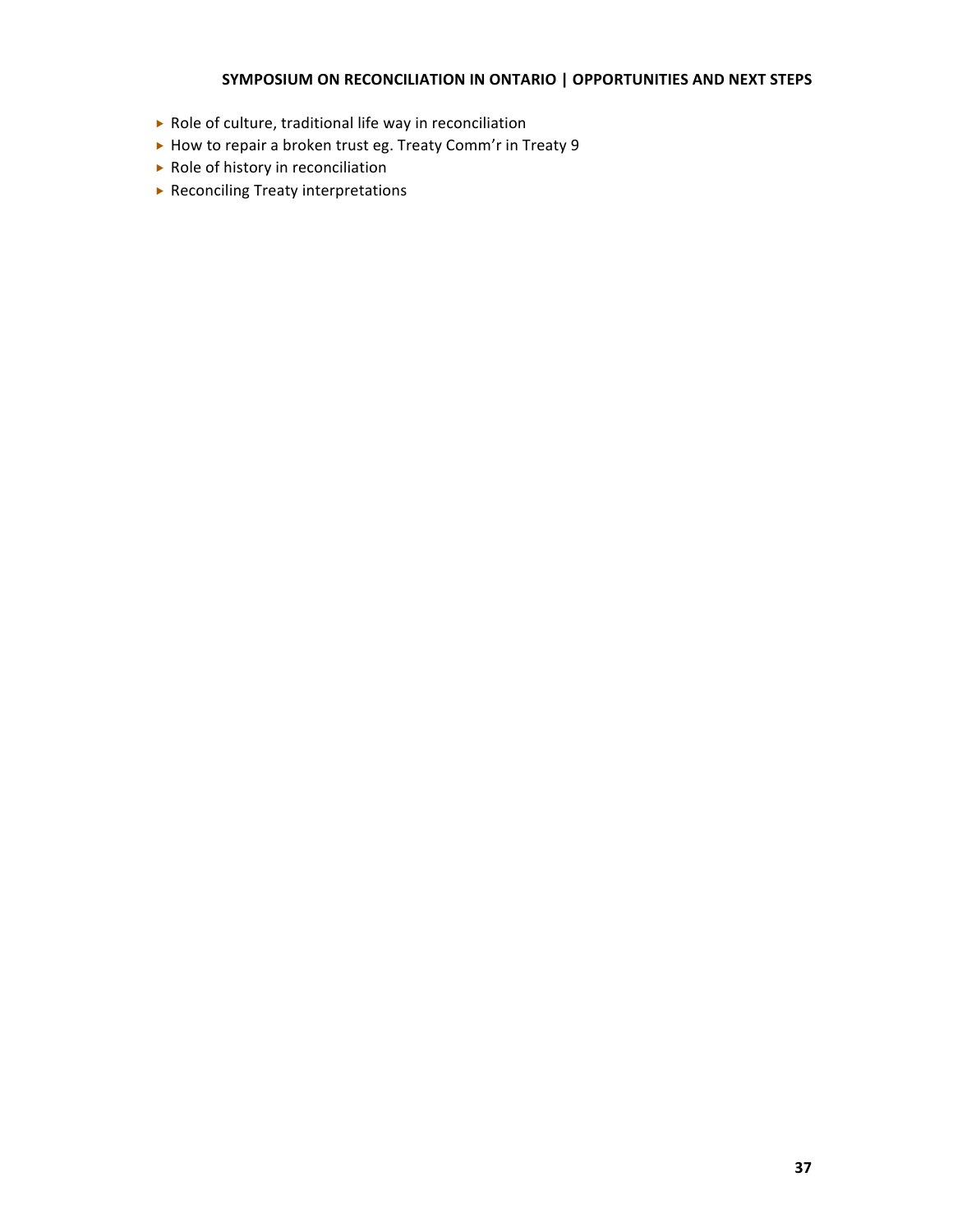- Role of culture, traditional life way in reconciliation
- How to repair a broken trust eg. Treaty Comm'r in Treaty 9
- Role of history in reconciliation
- Reconciling Treaty interpretations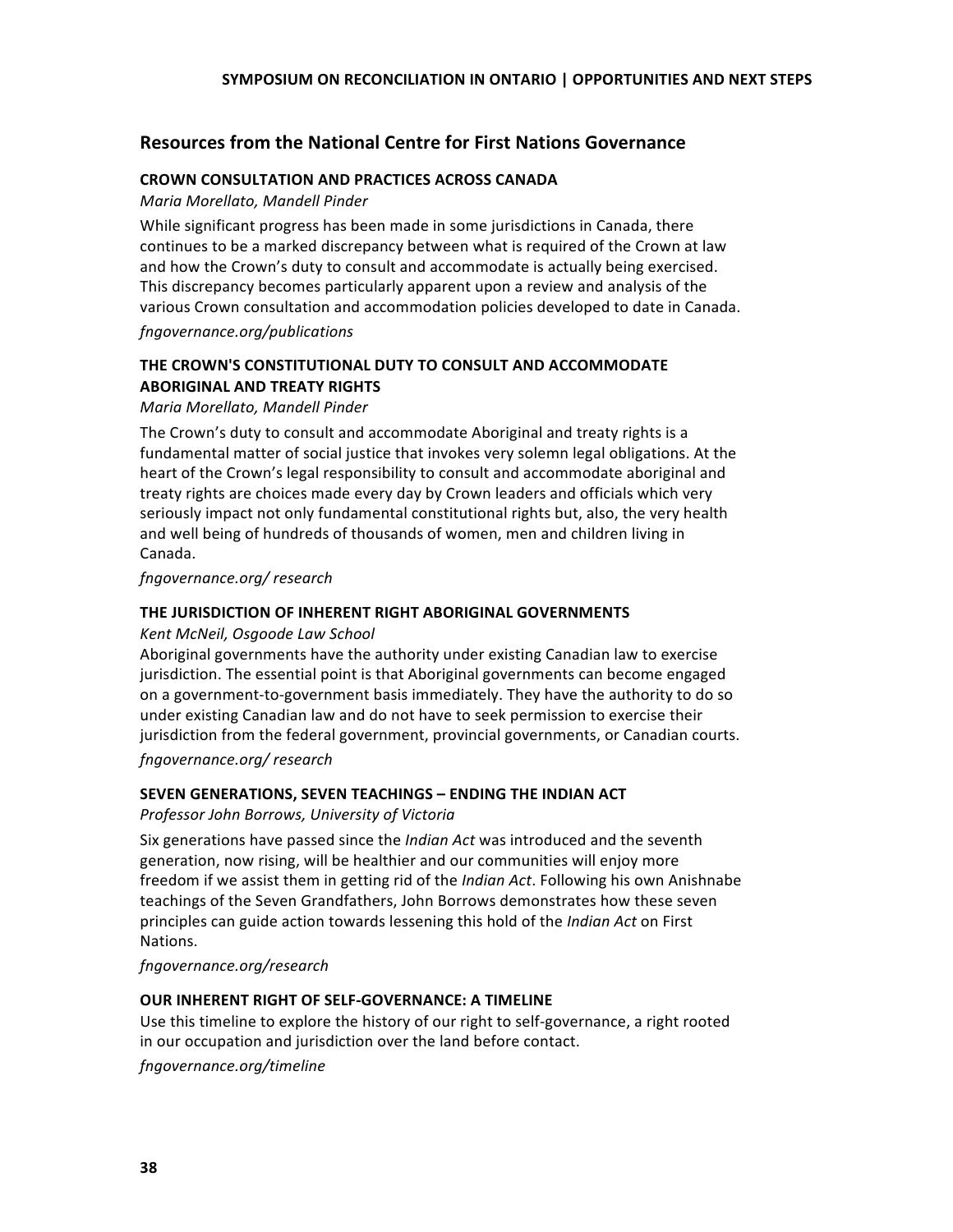## Resources from the National Centre for First Nations Governance

### CROWN CONSULTATION AND PRACTICES ACROSS CANADA

*Maria Morellato, Mandell Pinder*

While significant progress has been made in some jurisdictions in Canada, there continues to be a marked discrepancy between what is required of the Crown at law and how the Crown's duty to consult and accommodate is actually being exercised. This discrepancy becomes particularly apparent upon a review and analysis of the various Crown consultation and accommodation policies developed to date in Canada.

*fngovernance.org/publications*

### THE CROWN'S CONSTITUTIONAL DUTY TO CONSULT AND ACCOMMODATE ABORIGINAL AND TREATY RIGHTS

*Maria Morellato, Mandell Pinder*

The Crown's duty to consult and accommodate Aboriginal and treaty rights is a fundamental matter of social justice that invokes very solemn legal obligations. At the heart of the Crown's legal responsibility to consult and accommodate aboriginal and treaty rights are choices made every day by Crown leaders and officials which very seriously impact not only fundamental constitutional rights but, also, the very health and well being of hundreds of thousands of women, men and children living in Canada.

*fngovernance.org/ research*

### THE JURISDICTION OF INHERENT RIGHT ABORIGINAL GOVERNMENTS

*Kent McNeil, Osgoode Law School*

Aboriginal governments have the authority under existing Canadian law to exercise jurisdiction. The essential point is that Aboriginal governments can become engaged on a government-to-government basis immediately. They have the authority to do so under existing Canadian law and do not have to seek permission to exercise their jurisdiction from the federal government, provincial governments, or Canadian courts.

*fngovernance.org/ research*

### SEVEN GENERATIONS, SEVEN TEACHINGS – ENDING THE INDIAN ACT

*Professor John Borrows, University of Victoria*

Six generations have passed since the *Indian Act* was introduced and the seventh generation, now rising, will be healthier and our communities will enjoy more freedom if we assist them in getting rid of the *Indian Act*. Following his own Anishnabe teachings of the Seven Grandfathers, John Borrows demonstrates how these seven principles can guide action towards lessening this hold of the *Indian Act* on First Nations.

*fngovernance.org/research*

### OUR INHERENT RIGHT OF SELF-GOVERNANCE: A TIMELINE

Use this timeline to explore the history of our right to self-governance, a right rooted in our occupation and jurisdiction over the land before contact.

*fngovernance.org/timeline*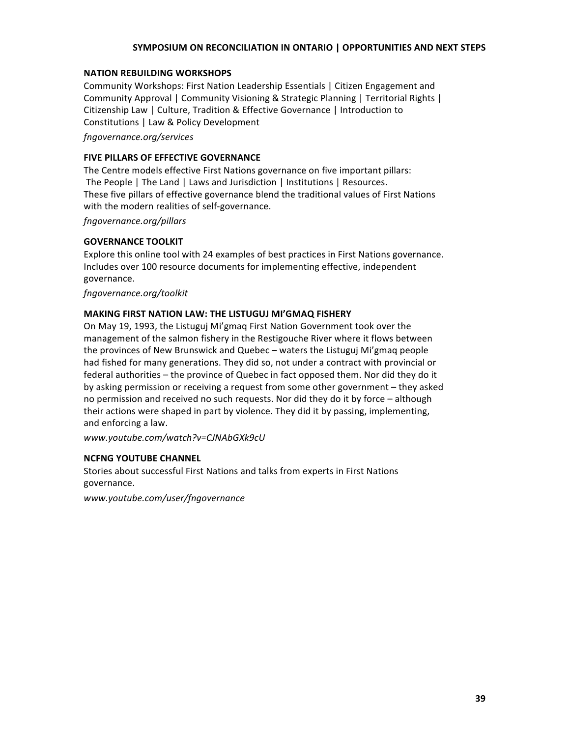### NATION REBUILDING WORKSHOPS

Community Workshops: First Nation Leadership Essentials | Citizen Engagement and Community Approval | Community Visioning & Strategic Planning | Territorial Rights | Citizenship Law | Culture, Tradition & Effective Governance | Introduction to Constitutions | Law & Policy Development

*fngovernance.org/services*

### FIVE PILLARS OF EFFECTIVE GOVERNANCE

The Centre models effective First Nations governance on five important pillars:
The People | The Land | Laws and Jurisdiction | Institutions | Resources.
These five pillars of effective governance blend the traditional values of First Nations with the modern realities of self-governance.

*fngovernance.org/pillars*

### GOVERNANCE TOOLKIT

Explore this online tool with 24 examples of best practices in First Nations governance. Includes over 100 resource documents for implementing effective, independent governance.

*fngovernance.org/toolkit*

### MAKING FIRST NATION LAW: THE LISTUGUJ MI'GMAQ FISHERY

On May 19, 1993, the Listuguj Mi'gmaq First Nation Government took over the management of the salmon fishery in the Restigouche River where it flows between the provinces of New Brunswick and Quebec – waters the Listuguj Mi'gmaq people had fished for many generations. They did so, not under a contract with provincial or federal authorities – the province of Quebec in fact opposed them. Nor did they do it by asking permission or receiving a request from some other government – they asked no permission and received no such requests. Nor did they do it by force – although their actions were shaped in part by violence. They did it by passing, implementing, and enforcing a law.

*www.youtube.com/watch?v=CJNAbGXk9cU*

### NCFNG YOUTUBE CHANNEL

Stories about successful First Nations and talks from experts in First Nations governance.

*www.youtube.com/user/fngovernance*